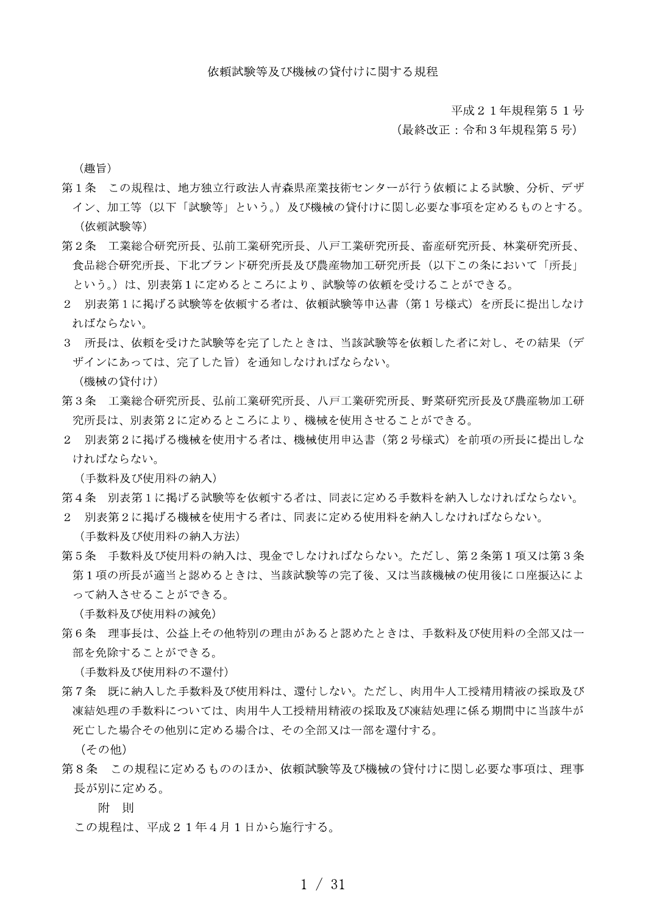# 依頼試験等及び機械の貸付けに関する規程

平成２１年規程第５１号
（最終改正：令和３年規程第５号）

（趣旨）

第１条　この規程は、地方独立行政法人青森県産業技術センターが行う依頼による試験、分析、デザイン、加工等（以下「試験等」という。）及び機械の貸付けに関し必要な事項を定めるものとする。

（依頼試験等）

第２条　工業総合研究所長、弘前工業研究所長、八戸工業研究所長、畜産研究所長、林業研究所長、食品総合研究所長、下北ブランド研究所長及び農産物加工研究所長（以下この条において「所長」という。）は、別表第１に定めるところにより、試験等の依頼を受けることができる。

２　別表第１に掲げる試験等を依頼する者は、依頼試験等申込書（第１号様式）を所長に提出しなければならない。

３　所長は、依頼を受けた試験等を完了したときは、当該試験等を依頼した者に対し、その結果（デザインにあっては、完了した旨）を通知しなければならない。

（機械の貸付け）

第３条　工業総合研究所長、弘前工業研究所長、八戸工業研究所長、野菜研究所長及び農産物加工研究所長は、別表第２に定めるところにより、機械を使用させることができる。

２　別表第２に掲げる機械を使用する者は、機械使用申込書（第２号様式）を前項の所長に提出しなければならない。

（手数料及び使用料の納入）

第４条　別表第１に掲げる試験等を依頼する者は、同表に定める手数料を納入しなければならない。

２　別表第２に掲げる機械を使用する者は、同表に定める使用料を納入しなければならない。

（手数料及び使用料の納入方法）

第５条　手数料及び使用料の納入は、現金でしなければならない。ただし、第２条第１項又は第３条第１項の所長が適当と認めるときは、当該試験等の完了後、又は当該機械の使用後に口座振込によって納入させることができる。

（手数料及び使用料の減免）

第６条　理事長は、公益上その他特別の理由があると認めたときは、手数料及び使用料の全部又は一部を免除することができる。

（手数料及び使用料の不還付）

第７条　既に納入した手数料及び使用料は、還付しない。ただし、肉用牛人工授精用精液の採取及び凍結処理の手数料については、肉用牛人工授精用精液の採取及び凍結処理に係る期間中に当該牛が死亡した場合その他別に定める場合は、その全部又は一部を還付する。

（その他）

第８条　この規程に定めるもののほか、依頼試験等及び機械の貸付けに関し必要な事項は、理事長が別に定める。

附　則

この規程は、平成２１年４月１日から施行する。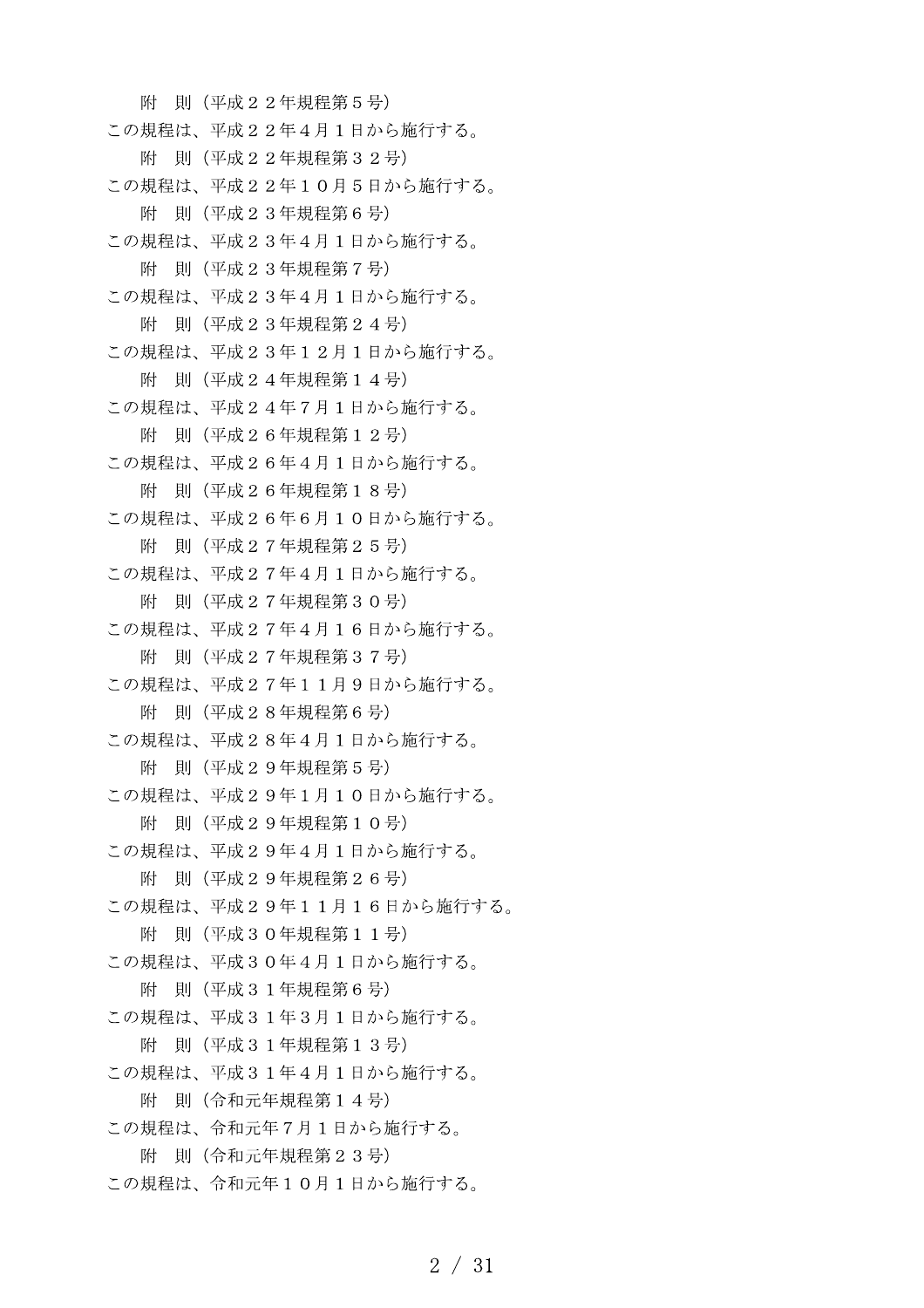附　則（平成２２年規程第５号）

この規程は、平成２２年４月１日から施行する。

附　則（平成２２年規程第３２号）

この規程は、平成２２年１０月５日から施行する。

附　則（平成２３年規程第６号）

この規程は、平成２３年４月１日から施行する。

附　則（平成２３年規程第７号）

この規程は、平成２３年４月１日から施行する。

附　則（平成２３年規程第２４号）

この規程は、平成２３年１２月１日から施行する。

附　則（平成２４年規程第１４号）

この規程は、平成２４年７月１日から施行する。

附　則（平成２６年規程第１２号）

この規程は、平成２６年４月１日から施行する。

附　則（平成２６年規程第１８号）

この規程は、平成２６年６月１０日から施行する。

附　則（平成２７年規程第２５号）

この規程は、平成２７年４月１日から施行する。

附　則（平成２７年規程第３０号）

この規程は、平成２７年４月１６日から施行する。

附　則（平成２７年規程第３７号）

この規程は、平成２７年１１月９日から施行する。

附　則（平成２８年規程第６号）

この規程は、平成２８年４月１日から施行する。

附　則（平成２９年規程第５号）

この規程は、平成２９年１月１０日から施行する。

附　則（平成２９年規程第１０号）

この規程は、平成２９年４月１日から施行する。

附　則（平成２９年規程第２６号）

この規程は、平成２９年１１月１６日から施行する。

附　則（平成３０年規程第１１号）

この規程は、平成３０年４月１日から施行する。

附　則（平成３１年規程第６号）

この規程は、平成３１年３月１日から施行する。

附　則（平成３１年規程第１３号）

この規程は、平成３１年４月１日から施行する。

附　則（令和元年規程第１４号）

この規程は、令和元年７月１日から施行する。

附　則（令和元年規程第２３号）

この規程は、令和元年１０月１日から施行する。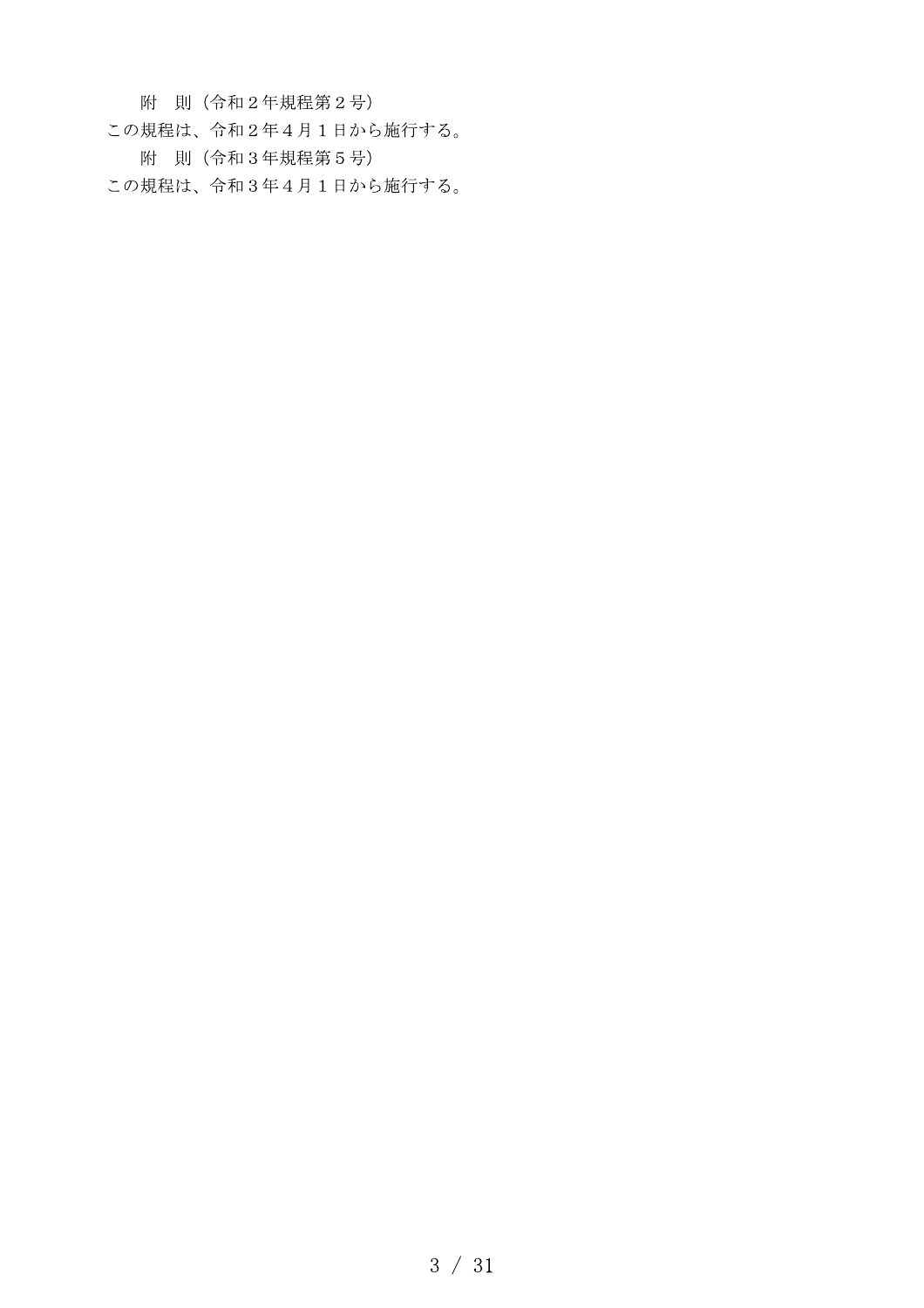附　則（令和２年規程第２号）

この規程は、令和２年４月１日から施行する。

附　則（令和３年規程第５号）

この規程は、令和３年４月１日から施行する。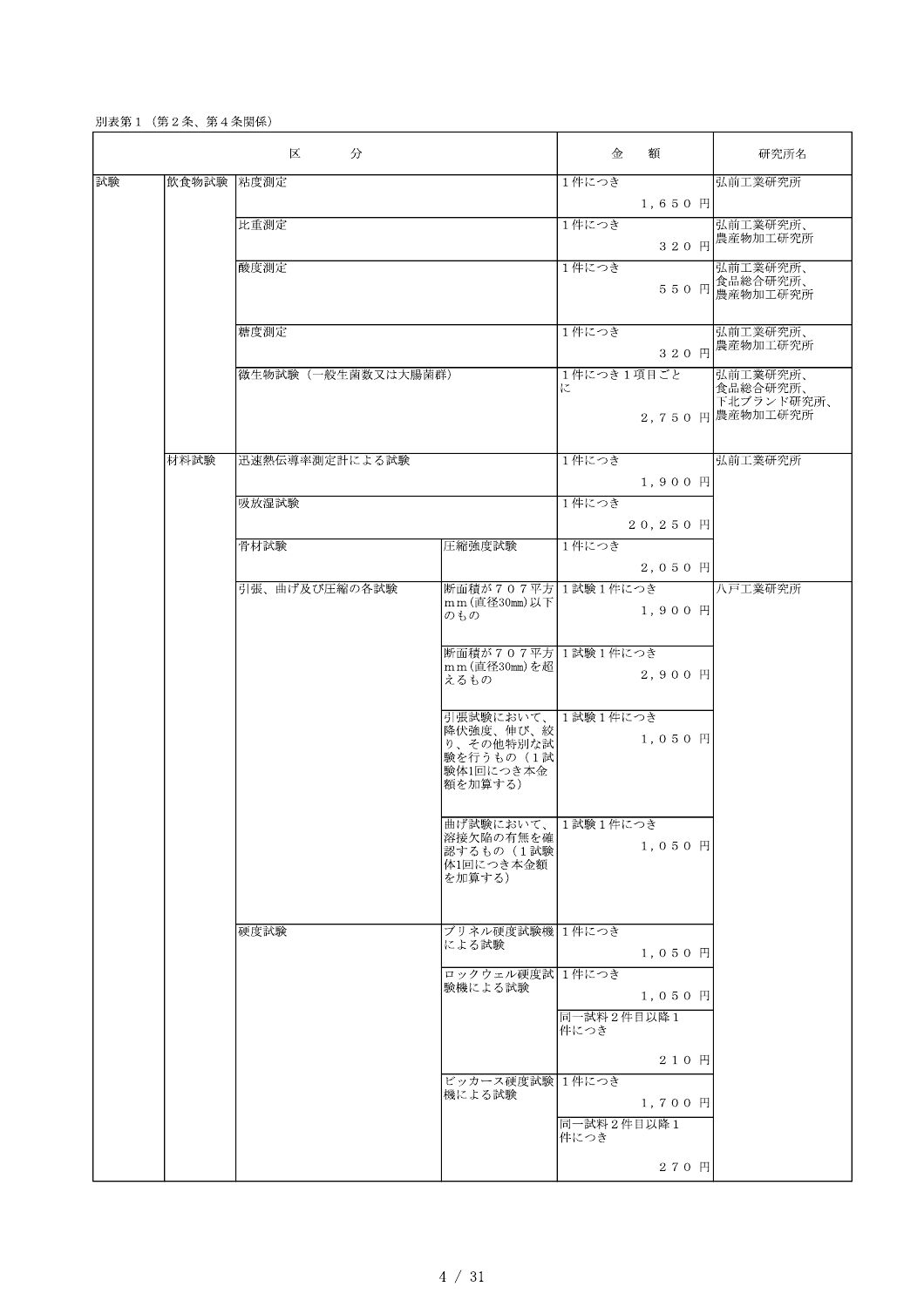別表第１（第２条、第４条関係）

| 区分 | | | | 金額 | 研究所名 |
|---|---|---|---|---|---|
| 試験 | 飲食物試験 | 粘度測定 | | １件につき　１，６５０円 | 弘前工業研究所 |
| | | 比重測定 | | １件につき　３２０円 | 弘前工業研究所、農産物加工研究所 |
| | | 酸度測定 | | １件につき　５５０円 | 弘前工業研究所、食品総合研究所、農産物加工研究所 |
| | | 糖度測定 | | １件につき　３２０円 | 弘前工業研究所、農産物加工研究所 |
| | | 微生物試験（一般生菌数又は大腸菌群） | | １件につき１項目ごとに　２，７５０円 | 弘前工業研究所、食品総合研究所、下北ブランド研究所、農産物加工研究所 |
| | 材料試験 | 迅速熱伝導率測定計による試験 | | １件につき　１，９００円 | 弘前工業研究所 |
| | | 吸放湿試験 | | １件につき　２０，２５０円 | |
| | | 骨材試験 | 圧縮強度試験 | １件につき　２，０５０円 | |
| | | 引張、曲げ及び圧縮の各試験 | 断面積が７０７平方ｍｍ(直径30mm)以下のもの | １試験１件につき　１，９００円 | 八戸工業研究所 |
| | | | 断面積が７０７平方ｍｍ(直径30mm)を超えるもの | １試験１件につき　２，９００円 | |
| | | | 引張試験において、降伏強度、伸び、絞り、その他特別な試験を行うもの（１試験体1回につき本金額を加算する） | １試験１件につき　１，０５０円 | |
| | | | 曲げ試験において、溶接欠陥の有無を確認するもの（１試験体1回につき本金額を加算する） | １試験１件につき　１，０５０円 | |
| | | 硬度試験 | ブリネル硬度試験機による試験 | １件につき　１，０５０円 | |
| | | | ロックウェル硬度試験機による試験 | １件につき　１，０５０円 | |
| | | | | 同一試料２件目以降１件につき　２１０円 | |
| | | | ビッカース硬度試験機による試験 | １件につき　１，７００円 | |
| | | | | 同一試料２件目以降１件につき　２７０円 | |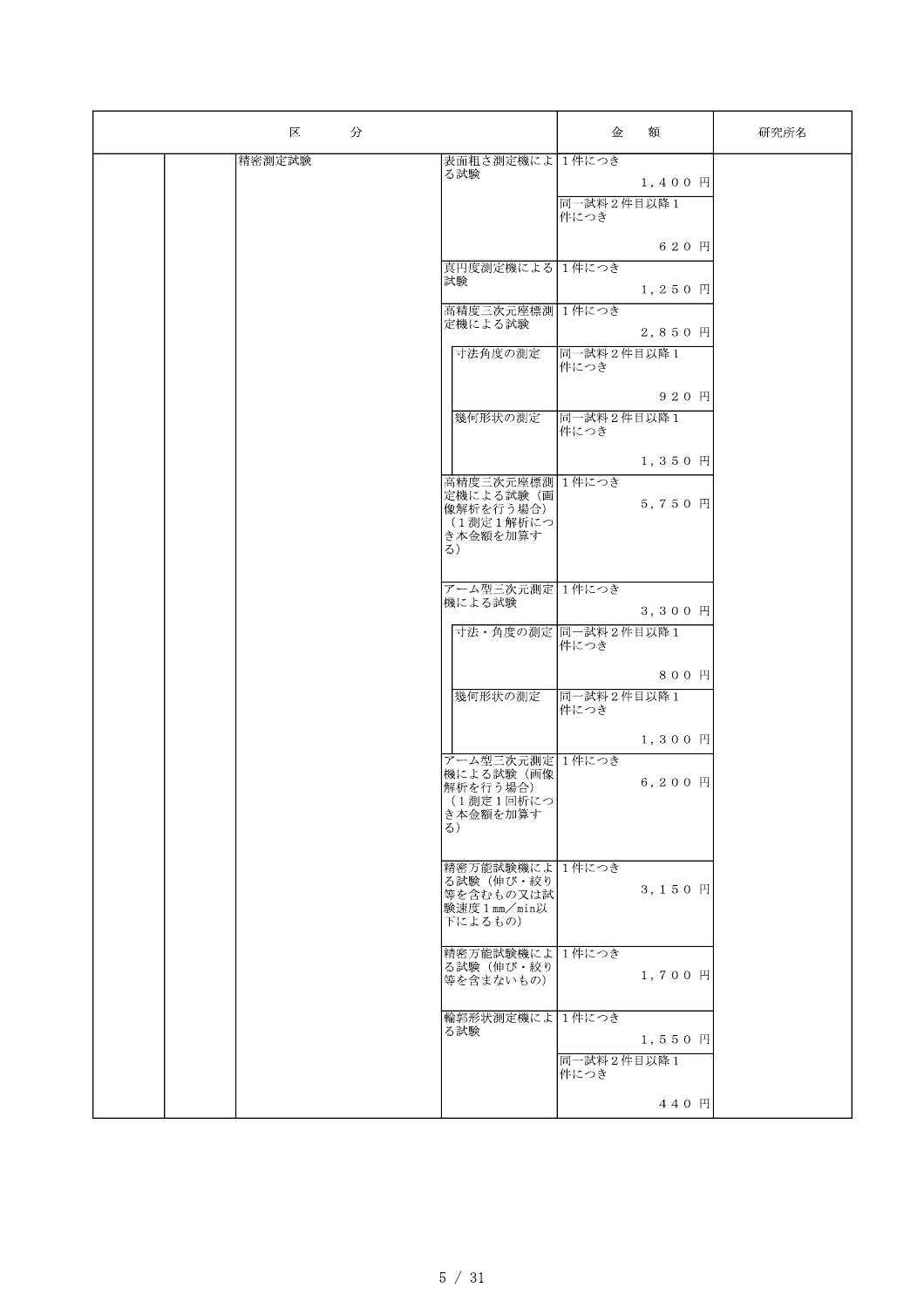| 区　　分 | | | | | 金　額 | 研究所名 |
|---|---|---|---|---|---|---|
| | | 精密測定試験 | 表面粗さ測定機による試験 | | 1件につき　１，４００ 円 | |
| | | | | | 同一試料２件目以降１件につき　６２０ 円 | |
| | | | 真円度測定機による試験 | | 1件につき　１，２５０ 円 | |
| | | | 高精度三次元座標測定機による試験 | | 1件につき　２，８５０ 円 | |
| | | | | 寸法角度の測定 | 同一試料２件目以降１件につき　９２０ 円 | |
| | | | | 幾何形状の測定 | 同一試料２件目以降１件につき　１，３５０ 円 | |
| | | | 高精度三次元座標測定機による試験（画像解析を行う場合）（１測定１解析につき本金額を加算する） | | 1件につき　５，７５０ 円 | |
| | | | アーム型三次元測定機による試験 | | 1件につき　３，３００ 円 | |
| | | | | 寸法・角度の測定 | 同一試料２件目以降１件につき　８００ 円 | |
| | | | | 幾何形状の測定 | 同一試料２件目以降１件につき　１，３００ 円 | |
| | | | アーム型三次元測定機による試験（画像解析を行う場合）（１測定１回析につき本金額を加算する） | | 1件につき　６，２００ 円 | |
| | | | 精密万能試験機による試験（伸び・絞り等を含むもの又は試験速度１mm／min以下によるもの） | | 1件につき　３，１５０ 円 | |
| | | | 精密万能試験機による試験（伸び・絞り等を含まないもの） | | 1件につき　１，７００ 円 | |
| | | | 輪郭形状測定機による試験 | | 1件につき　１，５５０ 円 | |
| | | | | | 同一試料２件目以降１件につき　４４０ 円 | |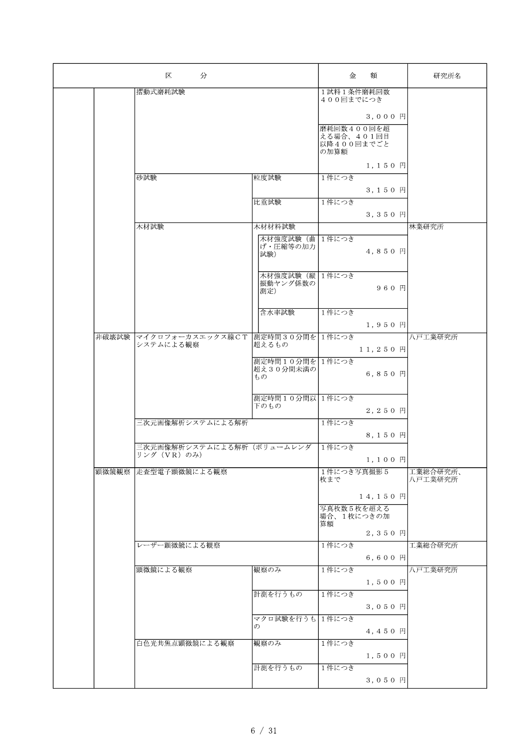| 区分 | | | | | 金額 | 研究所名 |
|---|---|---|---|---|---|---|
| | | 摺動式磨耗試験 | | | １試料１条件磨耗回数４００回までにつき ３，０００ 円 | |
| | | | | | 磨耗回数４００回を超える場合、４０１回目以降４００回までごとの加算額 １，１５０ 円 | |
| | | 砂試験 | 粒度試験 | | １件につき ３，１５０ 円 | |
| | | | 比重試験 | | １件につき ３，３５０ 円 | |
| | | 木材試験 | 木材材料試験 | | | 林業研究所 |
| | | | | 木材強度試験（曲げ・圧縮等の加力試験） | １件につき ４，８５０ 円 | |
| | | | | 木材強度試験（縦振動ヤング係数の測定） | １件につき ９６０ 円 | |
| | | | | 含水率試験 | １件につき １，９５０ 円 | |
| | 非破壊試験 | マイクロフォーカスエックス線ＣＴシステムによる観察 | 測定時間３０分間を超えるもの | | １件につき １１，２５０ 円 | 八戸工業研究所 |
| | | | 測定時間１０分間を超え３０分間未満のもの | | １件につき ６，８５０ 円 | |
| | | | 測定時間１０分間以下のもの | | １件につき ２，２５０ 円 | |
| | | 三次元画像解析システムによる解析 | | | １件につき ８，１５０ 円 | |
| | | 三次元画像解析システムによる解析（ボリュームレンダリング（ＶＲ）のみ） | | | １件につき １，１００ 円 | |
| | 顕微鏡観察 | 走査型電子顕微鏡による観察 | | | １件につき写真撮影５枚まで １４，１５０ 円 | 工業総合研究所、八戸工業研究所 |
| | | | | | 写真枚数５枚を超える場合、１枚につきの加算額 ２，３５０ 円 | |
| | | レーザー顕微鏡による観察 | | | １件につき ６，６００ 円 | 工業総合研究所 |
| | | 顕微鏡による観察 | 観察のみ | | １件につき １，５００ 円 | 八戸工業研究所 |
| | | | 計測を行うもの | | １件につき ３，０５０ 円 | |
| | | | マクロ試験を行うもの | | １件につき ４，４５０ 円 | |
| | | 白色光共焦点顕微鏡による観察 | 観察のみ | | １件につき １，５００ 円 | |
| | | | 計測を行うもの | | １件につき ３，０５０ 円 | |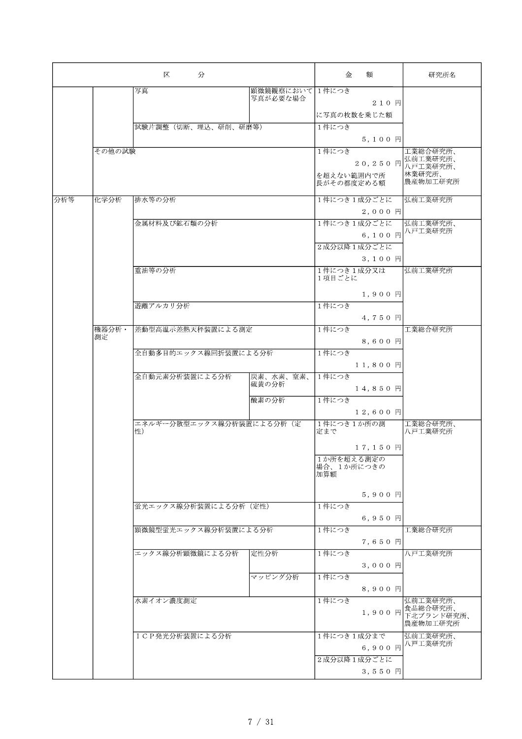| 区分 | | | | 金額 | 研究所名 |
|---|---|---|---|---|---|
| | | 写真 | 顕微鏡観察において写真が必要な場合 | 1件につき　２１０円　に写真の枚数を乗じた額 | |
| | | 試験片調整（切断、埋込、研削、研磨等） | | 1件につき　５，１００円 | |
| | その他の試験 | | | 1件につき　２０，２５０円　を超えない範囲内で所長がその都度定める額 | 工業総合研究所、弘前工業研究所、八戸工業研究所、林業研究所、農産物加工研究所 |
| 分析等 | 化学分析 | 排水等の分析 | | 1件につき1成分ごとに　２，０００円 | 弘前工業研究所 |
| | | 金属材料及び鉱石類の分析 | | 1件につき1成分ごとに　６，１００円 | 弘前工業研究所、八戸工業研究所 |
| | | | | 2成分以降1成分ごとに　３，１００円 | |
| | | 重油等の分析 | | 1件につき1成分又は1項目ごとに　１，９００円 | 弘前工業研究所 |
| | | 遊離アルカリ分析 | | 1件につき　４，７５０円 | |
| | 機器分析・測定 | 差動型高温示差熱天秤装置による測定 | | 1件につき　８，６００円 | 工業総合研究所 |
| | | 全自動多目的エックス線回折装置による分析 | | 1件につき　１１，８００円 | |
| | | 全自動元素分析装置による分析 | 炭素、水素、窒素、硫黄の分析 | 1件につき　１４，８５０円 | |
| | | | 酸素の分析 | 1件につき　１２，６００円 | |
| | | エネルギー分散型エックス線分析装置による分析（定性） | | 1件につき1か所の測定まで　１７，１５０円 | 工業総合研究所、八戸工業研究所 |
| | | | | 1か所を超える測定の場合、1か所につきの加算額　５，９００円 | |
| | | 蛍光エックス線分析装置による分析（定性） | | 1件につき　６，９５０円 | |
| | | 顕微鏡型蛍光エックス線分析装置による分析 | | 1件につき　７，６５０円 | 工業総合研究所 |
| | | エックス線分析顕微鏡による分析 | 定性分析 | 1件につき　３，０００円 | 八戸工業研究所 |
| | | | マッピング分析 | 1件につき　８，９００円 | |
| | | 水素イオン濃度測定 | | 1件につき　１，９００円 | 弘前工業研究所、食品総合研究所、下北ブランド研究所、農産物加工研究所 |
| | | ＩＣＰ発光分析装置による分析 | | 1件につき1成分まで　６，９００円 | 弘前工業研究所、八戸工業研究所 |
| | | | | 2成分以降1成分ごとに　３，５５０円 | |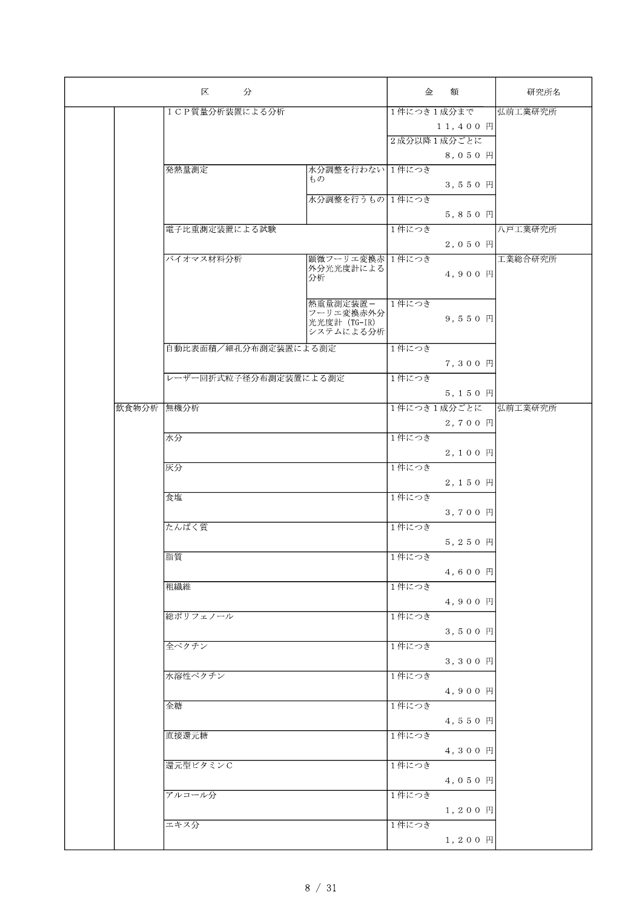| 区　　分 | | | | 金　額 | 研究所名 |
|---|---|---|---|---|---|
| | | ＩＣＰ質量分析装置による分析 | | 1件につき1成分まで 11,400 円<br>2成分以降1成分ごとに 8,050 円 | 弘前工業研究所 |
| | | 発熱量測定 | 水分調整を行わないもの | 1件につき 3,550 円 | |
| | | | 水分調整を行うもの | 1件につき 5,850 円 | |
| | | 電子比重測定装置による試験 | | 1件につき 2,050 円 | 八戸工業研究所 |
| | | バイオマス材料分析 | 顕微フーリエ変換赤外分光光度計による分析 | 1件につき 4,900 円 | 工業総合研究所 |
| | | | 熱重量測定装置－フーリエ変換赤外分光光度計（TG-IR）システムによる分析 | 1件につき 9,550 円 | |
| | | 自動比表面積／細孔分布測定装置による測定 | | 1件につき 7,300 円 | |
| | | レーザー回折式粒子径分布測定装置による測定 | | 1件につき 5,150 円 | |
| | 飲食物分析 | 無機分析 | | 1件につき1成分ごとに 2,700 円 | 弘前工業研究所 |
| | | 水分 | | 1件につき 2,100 円 | |
| | | 灰分 | | 1件につき 2,150 円 | |
| | | 食塩 | | 1件につき 3,700 円 | |
| | | たんぱく質 | | 1件につき 5,250 円 | |
| | | 脂質 | | 1件につき 4,600 円 | |
| | | 粗繊維 | | 1件につき 4,900 円 | |
| | | 総ポリフェノール | | 1件につき 3,500 円 | |
| | | 全ペクチン | | 1件につき 3,300 円 | |
| | | 水溶性ペクチン | | 1件につき 4,900 円 | |
| | | 全糖 | | 1件につき 4,550 円 | |
| | | 直接還元糖 | | 1件につき 4,300 円 | |
| | | 還元型ビタミンＣ | | 1件につき 4,050 円 | |
| | | アルコール分 | | 1件につき 1,200 円 | |
| | | エキス分 | | 1件につき 1,200 円 | |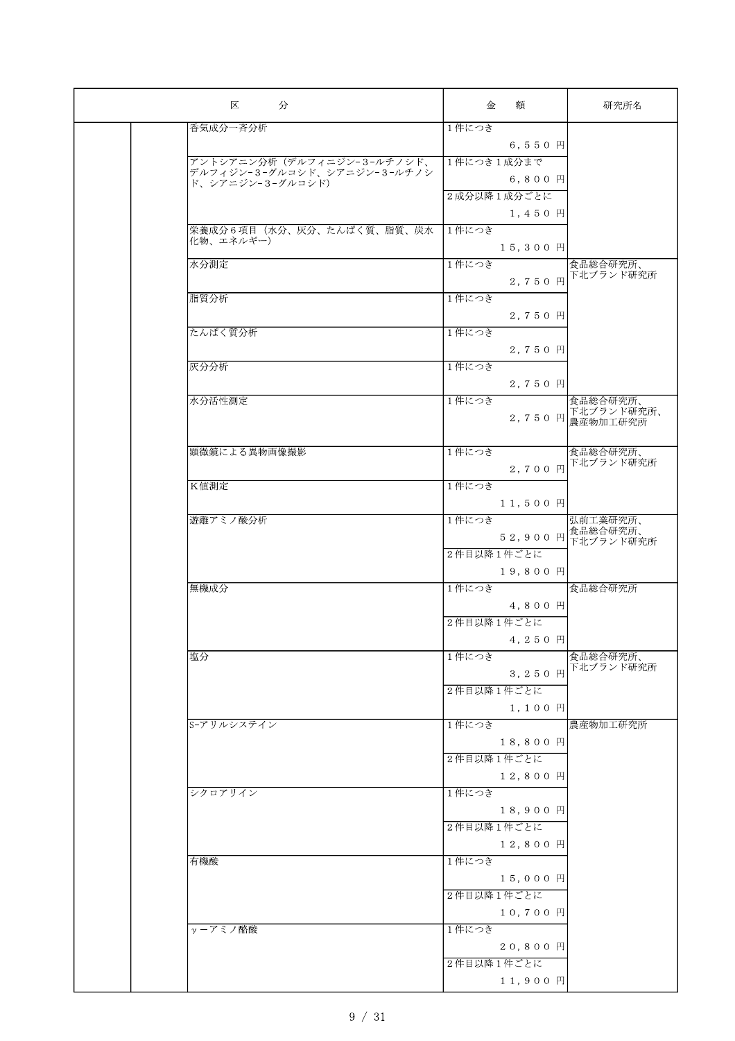| 区　　分 | | | 金　額 | 研究所名 |
|---|---|---|---|---|
| | | 香気成分一斉分析 | 1件につき　６，５５０円 | |
| | | アントシアニン分析（デルフィニジン-３-ルチノシド、デルフィジン-３-グルコシド、シアニジン-３-ルチノシド、シアニジン-３-グルコシド） | 1件につき1成分まで　６，８００円 | |
| | | | 2成分以降1成分ごとに　１，４５０円 | |
| | | 栄養成分６項目（水分、灰分、たんぱく質、脂質、炭水化物、エネルギー） | 1件につき　１５，３００円 | |
| | | 水分測定 | 1件につき　２，７５０円 | 食品総合研究所、下北ブランド研究所 |
| | | 脂質分析 | 1件につき　２，７５０円 | |
| | | たんぱく質分析 | 1件につき　２，７５０円 | |
| | | 灰分分析 | 1件につき　２，７５０円 | |
| | | 水分活性測定 | 1件につき　２，７５０円 | 食品総合研究所、下北ブランド研究所、農産物加工研究所 |
| | | 顕微鏡による異物画像撮影 | 1件につき　２，７００円 | 食品総合研究所、下北ブランド研究所 |
| | | K値測定 | 1件につき　１１，５００円 | |
| | | 遊離アミノ酸分析 | 1件につき　５２，９００円 | 弘前工業研究所、食品総合研究所、下北ブランド研究所 |
| | | | 2件目以降1件ごとに　１９，８００円 | |
| | | 無機成分 | 1件につき　４，８００円 | 食品総合研究所 |
| | | | 2件目以降1件ごとに　４，２５０円 | |
| | | 塩分 | 1件につき　３，２５０円 | 食品総合研究所、下北ブランド研究所 |
| | | | 2件目以降1件ごとに　１，１００円 | |
| | | S-アリルシステイン | 1件につき　１８，８００円 | 農産物加工研究所 |
| | | | 2件目以降1件ごとに　１２，８００円 | |
| | | シクロアリイン | 1件につき　１８，９００円 | |
| | | | 2件目以降1件ごとに　１２，８００円 | |
| | | 有機酸 | 1件につき　１５，０００円 | |
| | | | 2件目以降1件ごとに　１０，７００円 | |
| | | γ-アミノ酪酸 | 1件につき　２０，８００円 | |
| | | | 2件目以降1件ごとに　１１，９００円 | |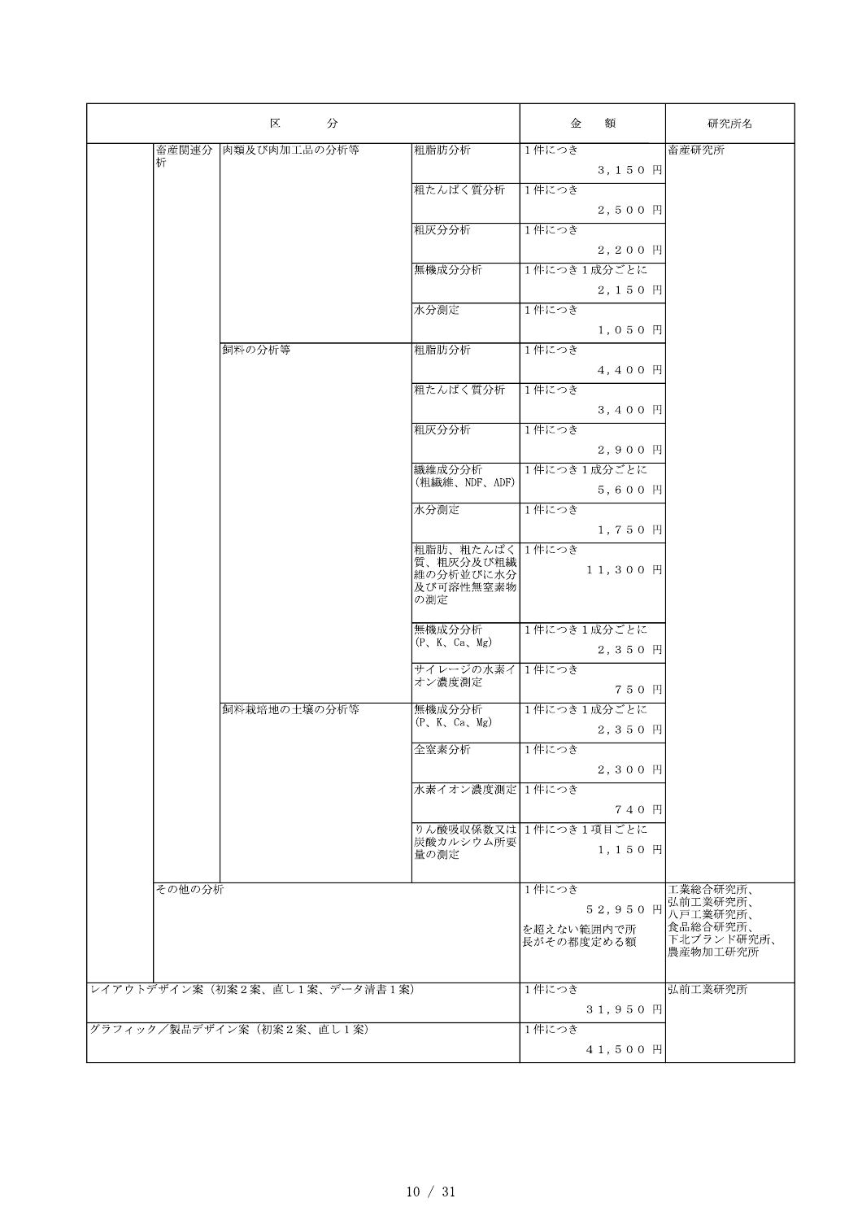| 区分 | | | | 金額 | 研究所名 |
|---|---|---|---|---|---|
| | 畜産関連分析 | 肉類及び肉加工品の分析等 | 粗脂肪分析 | 1件につき<br>３，１５０ 円 | 畜産研究所 |
| | | | 粗たんぱく質分析 | 1件につき<br>２，５００ 円 | |
| | | | 粗灰分分析 | 1件につき<br>２，２００ 円 | |
| | | | 無機成分分析 | 1件につき1成分ごとに<br>２，１５０ 円 | |
| | | | 水分測定 | 1件につき<br>１，０５０ 円 | |
| | | 飼料の分析等 | 粗脂肪分析 | 1件につき<br>４，４００ 円 | |
| | | | 粗たんぱく質分析 | 1件につき<br>３，４００ 円 | |
| | | | 粗灰分分析 | 1件につき<br>２，９００ 円 | |
| | | | 繊維成分分析<br>（粗繊維、NDF、ADF） | 1件につき1成分ごとに<br>５，６００ 円 | |
| | | | 水分測定 | 1件につき<br>１，７５０ 円 | |
| | | | 粗脂肪、粗たんぱく質、粗灰分及び粗繊維の分析並びに水分及び可溶性無窒素物の測定 | 1件につき<br>１１，３００ 円 | |
| | | | 無機成分分析<br>（P、K、Ca、Mg） | 1件につき1成分ごとに<br>２，３５０ 円 | |
| | | | サイレージの水素イオン濃度測定 | 1件につき<br>７５０ 円 | |
| | | 飼料栽培地の土壌の分析等 | 無機成分分析<br>（P、K、Ca、Mg） | 1件につき1成分ごとに<br>２，３５０ 円 | |
| | | | 全窒素分析 | 1件につき<br>２，３００ 円 | |
| | | | 水素イオン濃度測定 | 1件につき<br>７４０ 円 | |
| | | | りん酸吸収係数又は炭酸カルシウム所要量の測定 | 1件につき1項目ごとに<br>１，１５０ 円 | |
| | その他の分析 | | | 1件につき<br>５２，９５０ 円<br>を超えない範囲内で所長がその都度定める額 | 工業総合研究所、弘前工業研究所、八戸工業研究所、食品総合研究所、下北ブランド研究所、農産物加工研究所 |
| レイアウトデザイン案（初案2案、直し1案、データ清書1案） | | | | 1件につき<br>３１，９５０ 円 | 弘前工業研究所 |
| グラフィック／製品デザイン案（初案2案、直し1案） | | | | 1件につき<br>４１，５００ 円 | |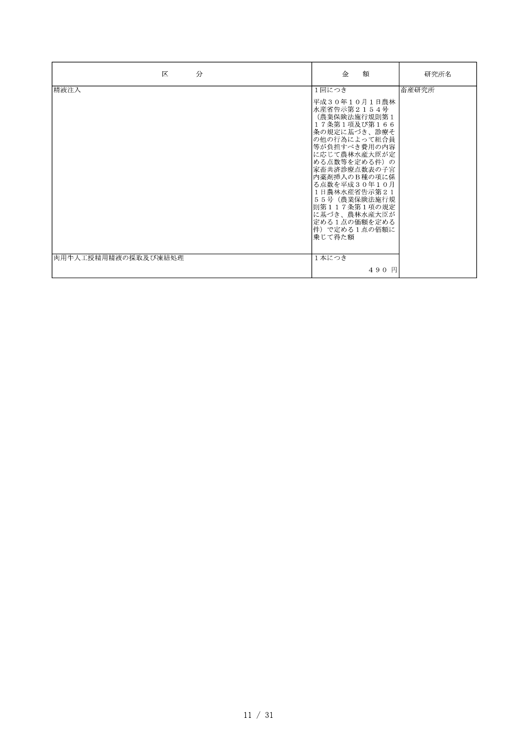| 区　　　分 | 金　　額 | 研究所名 |
| --- | --- | --- |
| 精液注入 | 1回につき<br>平成３０年１０月１日農林水産省告示第２１５４号（農業保険法施行規則第１１７条第１項及び第１６６条の規定に基づき、診療その他の行為によって組合員等が負担すべき費用の内容に応じて農林水産大臣が定める点数等を定める件）の家畜共済診療点数表の子宮内薬剤挿入のＢ種の項に係る点数を平成３０年１０月１日農林水産省告示第２１５５号（農業保険法施行規則第１１７条第１項の規定に基づき、農林水産大臣が定める１点の価額を定める件）で定める１点の価額に乗じて得た額 | 畜産研究所 |
| 肉用牛人工授精用精液の採取及び凍結処理 | 1本につき<br>４９０ 円 | |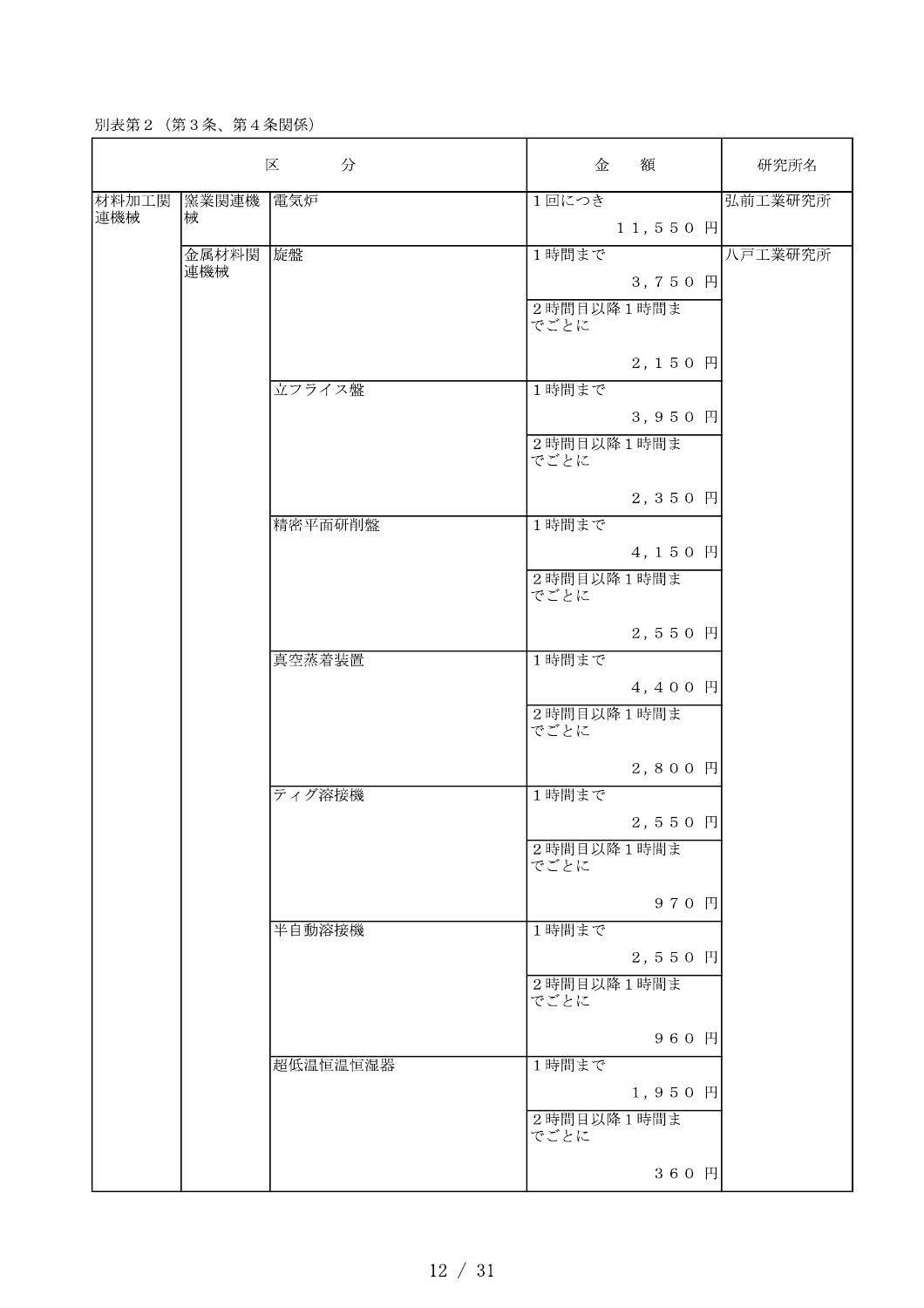別表第２（第３条、第４条関係）

| 区分 | | | 金額 | 研究所名 |
|---|---|---|---|---|
| 材料加工関連機械 | 窯業関連機械 | 電気炉 | １回につき　１１，５５０円 | 弘前工業研究所 |
| | 金属材料関連機械 | 旋盤 | １時間まで　３，７５０円 | 八戸工業研究所 |
| | | | ２時間目以降１時間までごとに　２，１５０円 | |
| | | 立フライス盤 | １時間まで　３，９５０円 | |
| | | | ２時間目以降１時間までごとに　２，３５０円 | |
| | | 精密平面研削盤 | １時間まで　４，１５０円 | |
| | | | ２時間目以降１時間までごとに　２，５５０円 | |
| | | 真空蒸着装置 | １時間まで　４，４００円 | |
| | | | ２時間目以降１時間までごとに　２，８００円 | |
| | | ティグ溶接機 | １時間まで　２，５５０円 | |
| | | | ２時間目以降１時間までごとに　９７０円 | |
| | | 半自動溶接機 | １時間まで　２，５５０円 | |
| | | | ２時間目以降１時間までごとに　９６０円 | |
| | | 超低温恒温恒湿器 | １時間まで　１，９５０円 | |
| | | | ２時間目以降１時間までごとに　３６０円 | |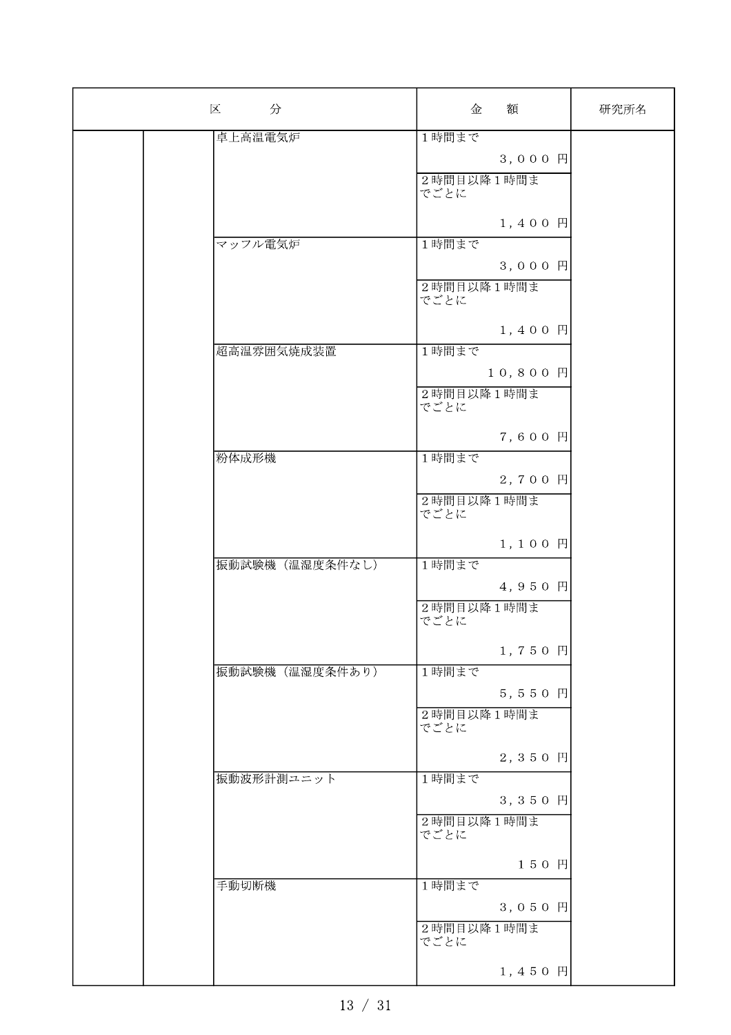| 区　　分 | | | 金　額 | 研究所名 |
|---|---|---|---|---|
| | | 卓上高温電気炉 | 1時間まで<br>３，０００ 円 | |
| | | | ２時間目以降１時間までごとに<br>１，４００ 円 | |
| | | マッフル電気炉 | 1時間まで<br>３，０００ 円 | |
| | | | ２時間目以降１時間までごとに<br>１，４００ 円 | |
| | | 超高温雰囲気焼成装置 | 1時間まで<br>１０，８００ 円 | |
| | | | ２時間目以降１時間までごとに<br>７，６００ 円 | |
| | | 粉体成形機 | 1時間まで<br>２，７００ 円 | |
| | | | ２時間目以降１時間までごとに<br>１，１００ 円 | |
| | | 振動試験機（温湿度条件なし） | 1時間まで<br>４，９５０ 円 | |
| | | | ２時間目以降１時間までごとに<br>１，７５０ 円 | |
| | | 振動試験機（温湿度条件あり） | 1時間まで<br>５，５５０ 円 | |
| | | | ２時間目以降１時間までごとに<br>２，３５０ 円 | |
| | | 振動波形計測ユニット | 1時間まで<br>３，３５０ 円 | |
| | | | ２時間目以降１時間までごとに<br>１５０ 円 | |
| | | 手動切断機 | 1時間まで<br>３，０５０ 円 | |
| | | | ２時間目以降１時間までごとに<br>１，４５０ 円 | |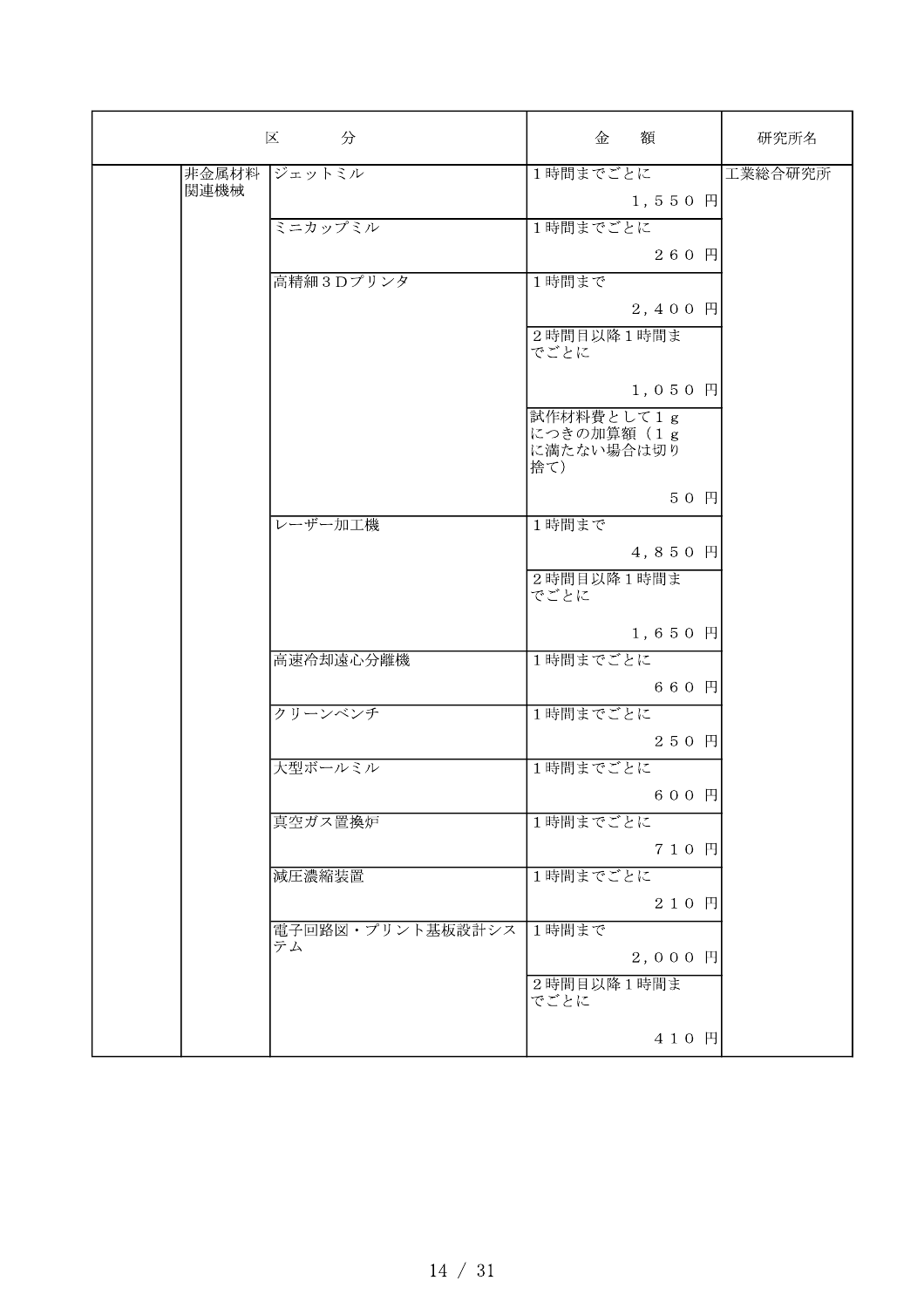| 区分 | | | 金額 | 研究所名 |
|---|---|---|---|---|
| | 非金属材料関連機械 | ジェットミル | 1時間までごとに<br>１，５５０ 円 | 工業総合研究所 |
| | | ミニカップミル | 1時間までごとに<br>２６０ 円 | |
| | | 高精細３Ｄプリンタ | 1時間まで<br>２，４００ 円 | |
| | | | ２時間目以降１時間までごとに<br>１，０５０ 円 | |
| | | | 試作材料費として１ｇにつきの加算額（１ｇに満たない場合は切り捨て）<br>５０ 円 | |
| | | レーザー加工機 | 1時間まで<br>４，８５０ 円 | |
| | | | ２時間目以降１時間までごとに<br>１，６５０ 円 | |
| | | 高速冷却遠心分離機 | 1時間までごとに<br>６６０ 円 | |
| | | クリーンベンチ | 1時間までごとに<br>２５０ 円 | |
| | | 大型ボールミル | 1時間までごとに<br>６００ 円 | |
| | | 真空ガス置換炉 | 1時間までごとに<br>７１０ 円 | |
| | | 減圧濃縮装置 | 1時間までごとに<br>２１０ 円 | |
| | | 電子回路図・プリント基板設計システム | 1時間まで<br>２，０００ 円 | |
| | | | ２時間目以降１時間までごとに<br>４１０ 円 | |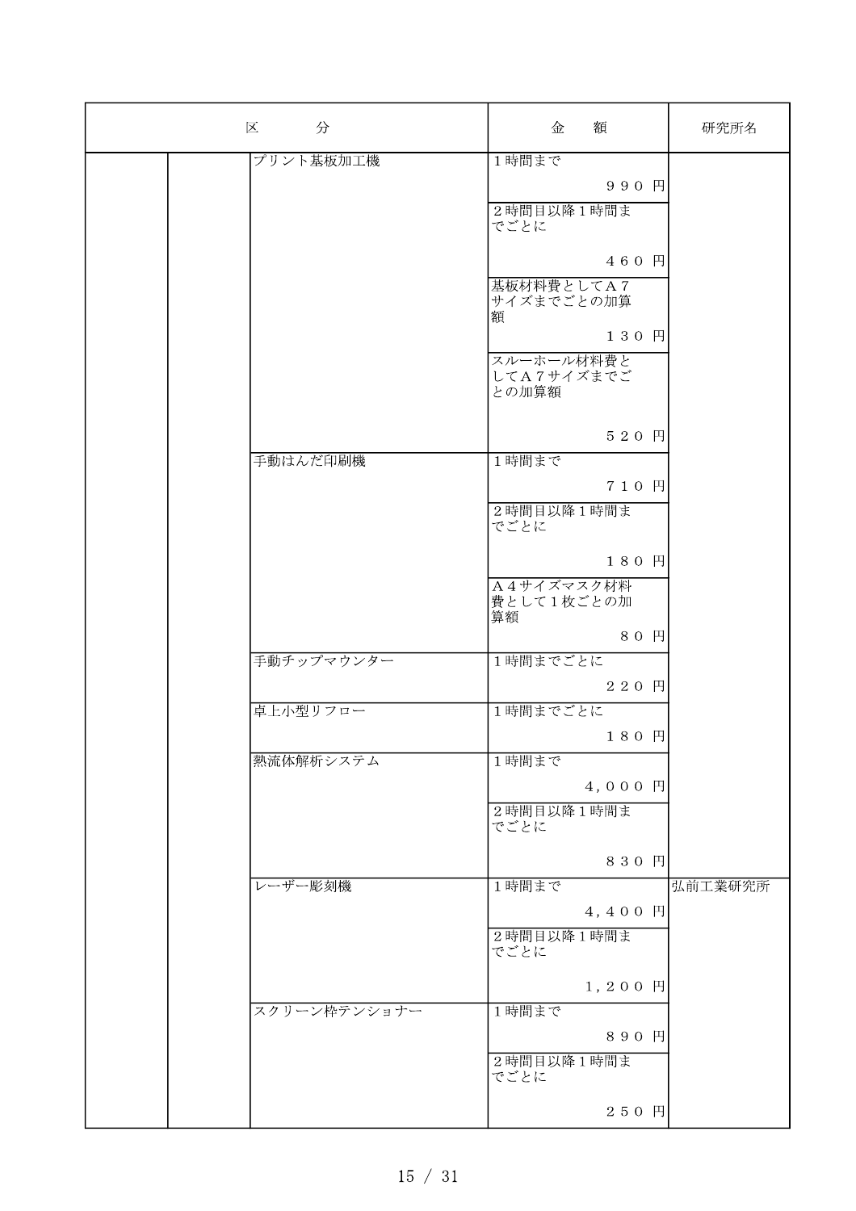| 区　　分 | | | 金　額 | 研究所名 |
|---|---|---|---|---|
| | | プリント基板加工機 | １時間まで ９９０ 円 | |
| | | | ２時間目以降１時間までごとに ４６０ 円 | |
| | | | 基板材料費としてＡ７サイズまでごとの加算額 １３０ 円 | |
| | | | スルーホール材料費としてＡ７サイズまでごとの加算額 ５２０ 円 | |
| | | 手動はんだ印刷機 | １時間まで ７１０ 円 | |
| | | | ２時間目以降１時間までごとに １８０ 円 | |
| | | | Ａ４サイズマスク材料費として１枚ごとの加算額 ８０ 円 | |
| | | 手動チップマウンター | １時間までごとに ２２０ 円 | |
| | | 卓上小型リフロー | １時間までごとに １８０ 円 | |
| | | 熱流体解析システム | １時間まで ４，０００ 円 | |
| | | | ２時間目以降１時間までごとに ８３０ 円 | |
| | | レーザー彫刻機 | １時間まで ４，４００ 円 | 弘前工業研究所 |
| | | | ２時間目以降１時間までごとに １，２００ 円 | |
| | | スクリーン枠テンショナー | １時間まで ８９０ 円 | |
| | | | ２時間目以降１時間までごとに ２５０ 円 | |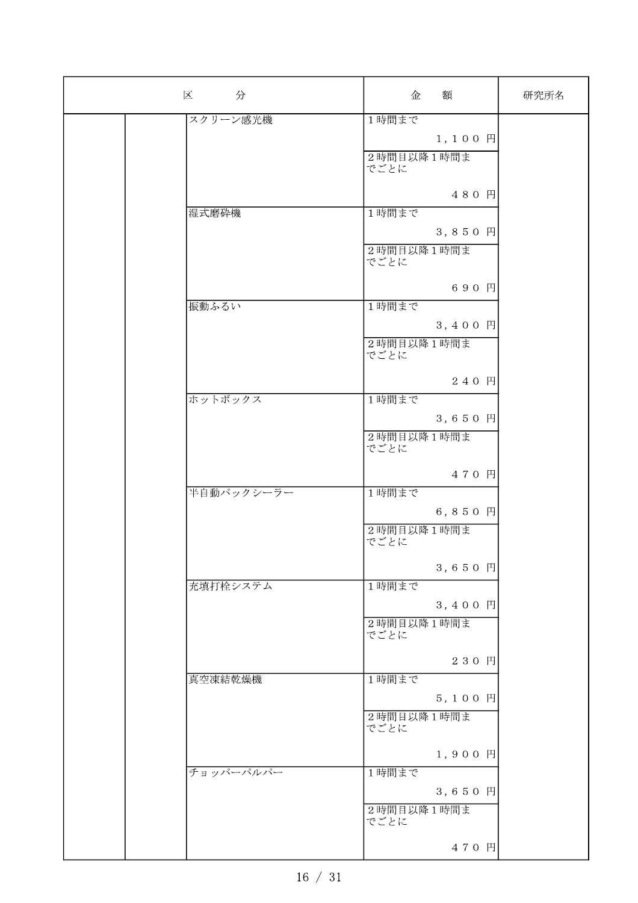| 区　　　分 | | | 金　額 | 研究所名 |
|---|---|---|---|---|
| | | スクリーン感光機 | 1時間まで<br>１，１００ 円 | |
| | | | ２時間目以降１時間までごとに<br>４８０ 円 | |
| | | 湿式磨砕機 | 1時間まで<br>３，８５０ 円 | |
| | | | ２時間目以降１時間までごとに<br>６９０ 円 | |
| | | 振動ふるい | 1時間まで<br>３，４００ 円 | |
| | | | ２時間目以降１時間までごとに<br>２４０ 円 | |
| | | ホットボックス | 1時間まで<br>３，６５０ 円 | |
| | | | ２時間目以降１時間までごとに<br>４７０ 円 | |
| | | 半自動パックシーラー | 1時間まで<br>６，８５０ 円 | |
| | | | ２時間目以降１時間までごとに<br>３，６５０ 円 | |
| | | 充填打栓システム | 1時間まで<br>３，４００ 円 | |
| | | | ２時間目以降１時間までごとに<br>２３０ 円 | |
| | | 真空凍結乾燥機 | 1時間まで<br>５，１００ 円 | |
| | | | ２時間目以降１時間までごとに<br>１，９００ 円 | |
| | | チョッパーパルパー | 1時間まで<br>３，６５０ 円 | |
| | | | ２時間目以降１時間までごとに<br>４７０ 円 | |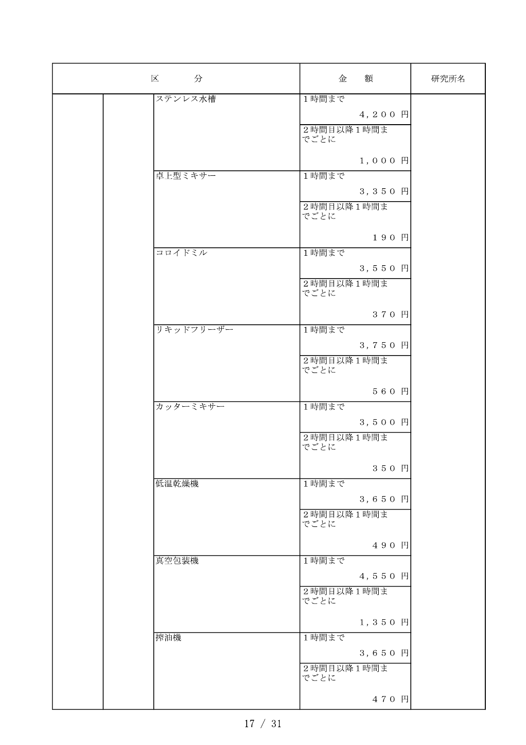| 区　　　分 | | | 金　額 | 研究所名 |
|---|---|---|---|---|
| | | ステンレス水槽 | １時間まで ４，２００ 円 | |
| | | | ２時間目以降１時間までごとに １，０００ 円 | |
| | | 卓上型ミキサー | １時間まで ３，３５０ 円 | |
| | | | ２時間目以降１時間までごとに １９０ 円 | |
| | | コロイドミル | １時間まで ３，５５０ 円 | |
| | | | ２時間目以降１時間までごとに ３７０ 円 | |
| | | リキッドフリーザー | １時間まで ３，７５０ 円 | |
| | | | ２時間目以降１時間までごとに ５６０ 円 | |
| | | カッターミキサー | １時間まで ３，５００ 円 | |
| | | | ２時間目以降１時間までごとに ３５０ 円 | |
| | | 低温乾燥機 | １時間まで ３，６５０ 円 | |
| | | | ２時間目以降１時間までごとに ４９０ 円 | |
| | | 真空包装機 | １時間まで ４，５５０ 円 | |
| | | | ２時間目以降１時間までごとに １，３５０ 円 | |
| | | 搾油機 | １時間まで ３，６５０ 円 | |
| | | | ２時間目以降１時間までごとに ４７０ 円 | |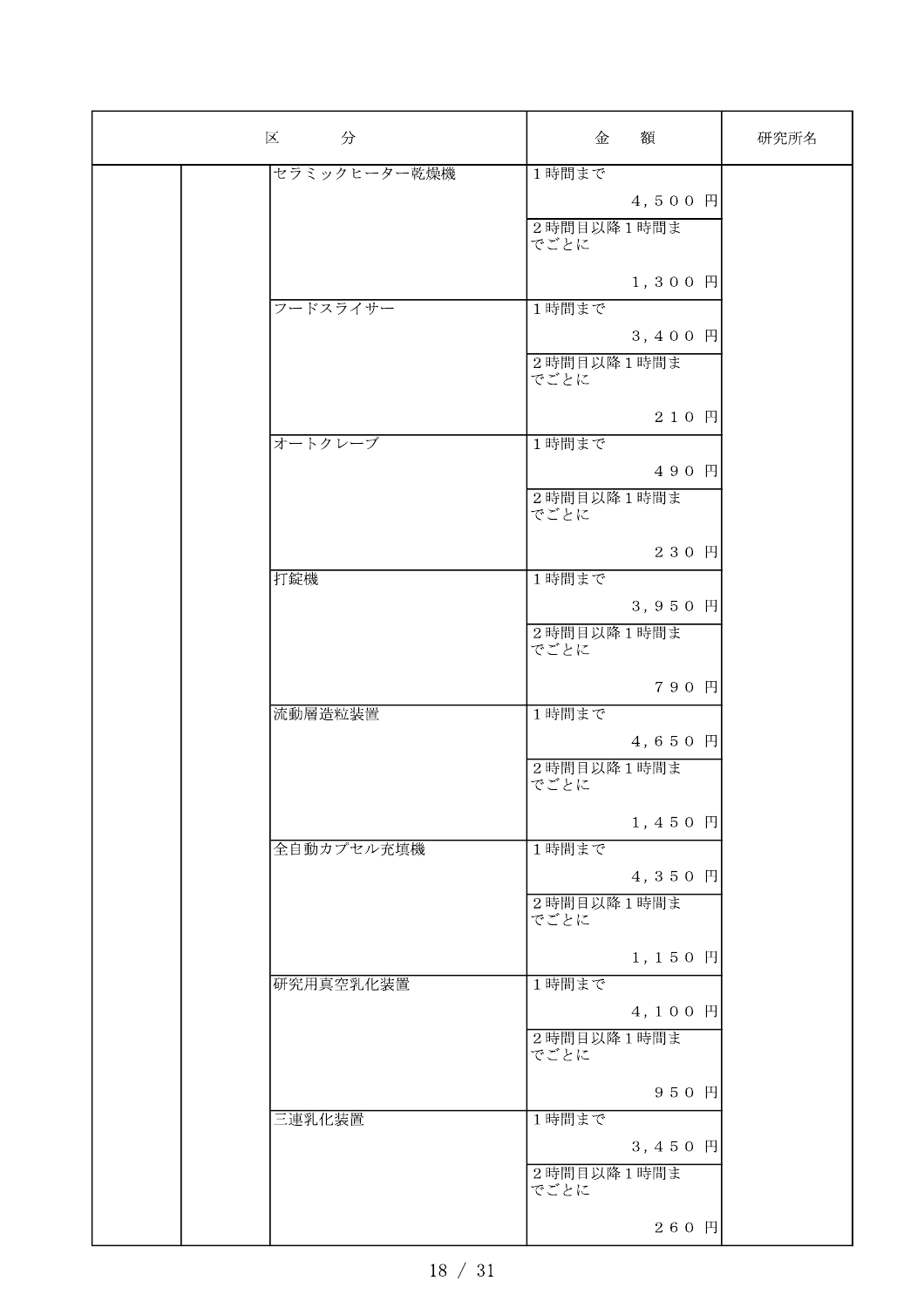| 区　分 | | | 金　額 | 研究所名 |
| --- | --- | --- | --- | --- |
| | | セラミックヒーター乾燥機 | 1時間まで　４，５００円 | |
| | | | ２時間目以降１時間までごとに　１，３００円 | |
| | | フードスライサー | 1時間まで　３，４００円 | |
| | | | ２時間目以降１時間までごとに　２１０円 | |
| | | オートクレーブ | 1時間まで　４９０円 | |
| | | | ２時間目以降１時間までごとに　２３０円 | |
| | | 打錠機 | 1時間まで　３，９５０円 | |
| | | | ２時間目以降１時間までごとに　７９０円 | |
| | | 流動層造粒装置 | 1時間まで　４，６５０円 | |
| | | | ２時間目以降１時間までごとに　１，４５０円 | |
| | | 全自動カプセル充填機 | 1時間まで　４，３５０円 | |
| | | | ２時間目以降１時間までごとに　１，１５０円 | |
| | | 研究用真空乳化装置 | 1時間まで　４，１００円 | |
| | | | ２時間目以降１時間までごとに　９５０円 | |
| | | 三連乳化装置 | 1時間まで　３，４５０円 | |
| | | | ２時間目以降１時間までごとに　２６０円 | |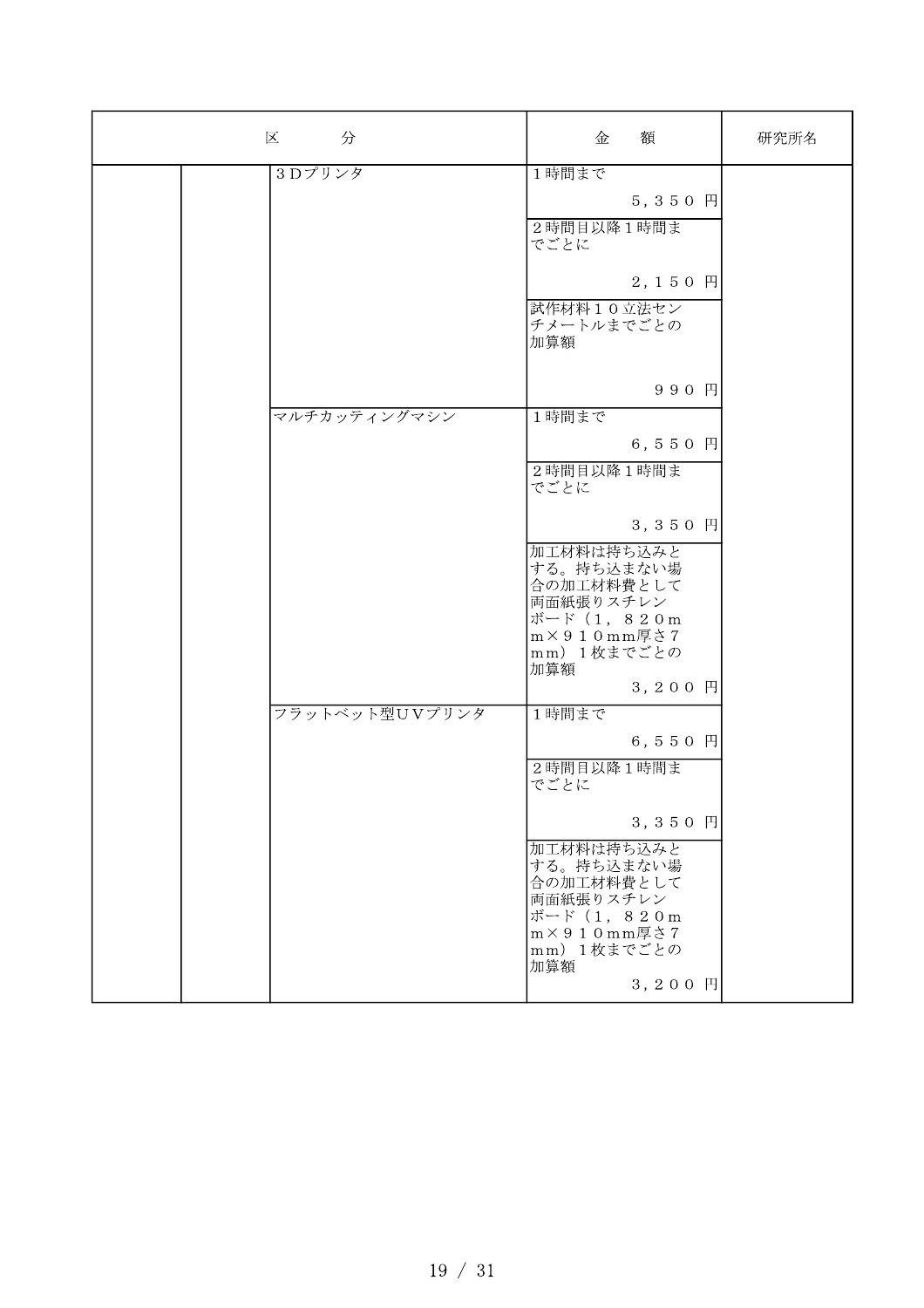| 区分 | | | 金額 | 研究所名 |
|---|---|---|---|---|
| | | ３Ｄプリンタ | １時間まで ５，３５０円 | |
| | | | ２時間目以降１時間までごとに ２，１５０円 | |
| | | | 試作材料１０立法センチメートルまでごとの加算額 ９９０円 | |
| | | マルチカッティングマシン | １時間まで ６，５５０円 | |
| | | | ２時間目以降１時間までごとに ３，３５０円 | |
| | | | 加工材料は持ち込みとする。持ち込まない場合の加工材料費として両面紙張りスチレンボード（１，８２０ｍｍ×９１０ｍｍ厚さ７ｍｍ）１枚までごとの加算額 ３，２００円 | |
| | | フラットベット型ＵＶプリンタ | １時間まで ６，５５０円 | |
| | | | ２時間目以降１時間までごとに ３，３５０円 | |
| | | | 加工材料は持ち込みとする。持ち込まない場合の加工材料費として両面紙張りスチレンボード（１，８２０ｍｍ×９１０ｍｍ厚さ７ｍｍ）１枚までごとの加算額 ３，２００円 | |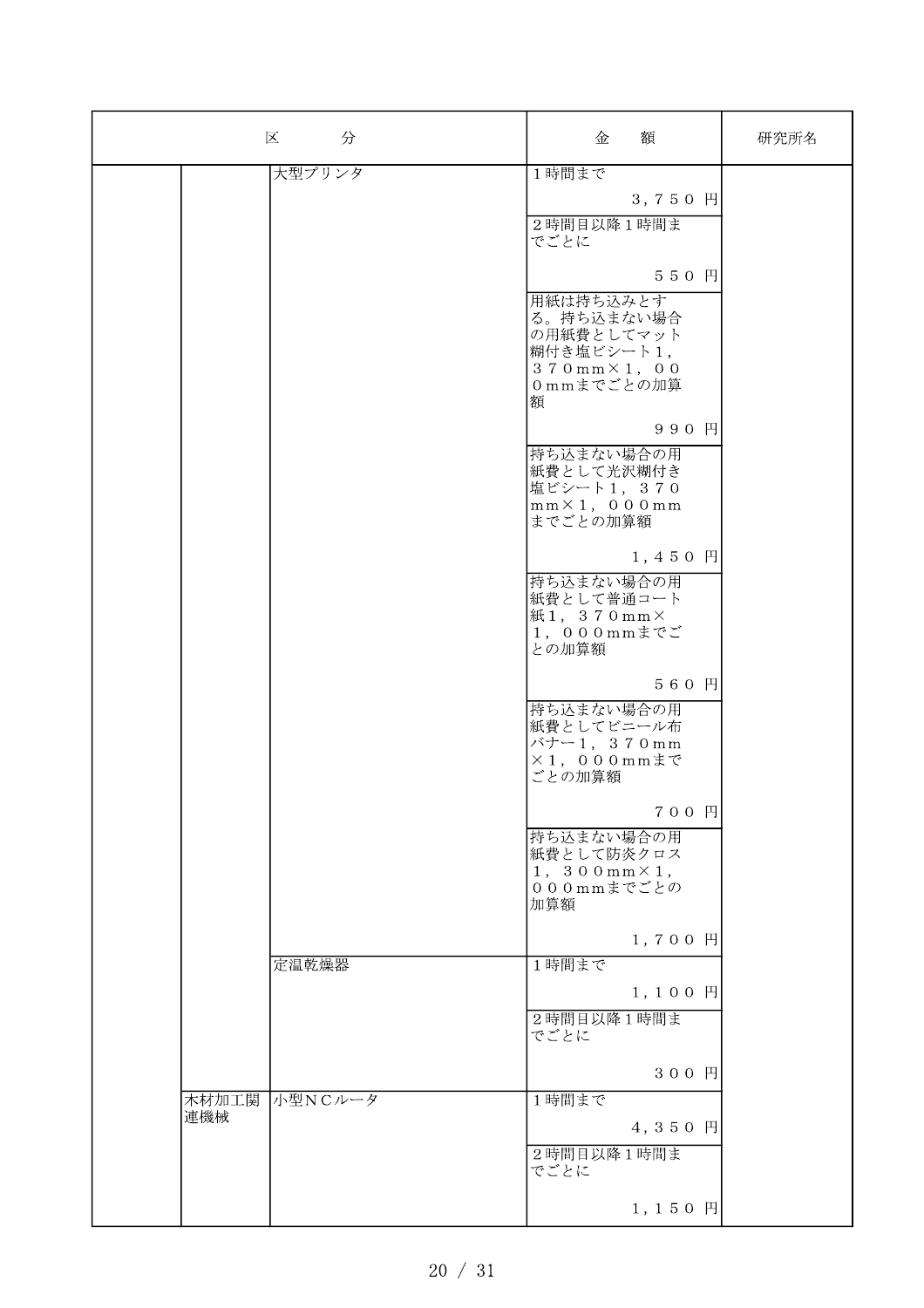| 区　　分 | | | 金　額 | 研究所名 |
|---|---|---|---|---|
| | | 大型プリンタ | １時間まで<br>３，７５０ 円 | |
| | | | ２時間目以降１時間までごとに<br>５５０ 円 | |
| | | | 用紙は持ち込みとする。持ち込まない場合の用紙費としてマット糊付き塩ビシート１，３７０ｍｍ×１，０００ｍｍまでごとの加算額<br>９９０ 円 | |
| | | | 持ち込まない場合の用紙費として光沢糊付き塩ビシート１，３７０ｍｍ×１，０００ｍｍまでごとの加算額<br>１，４５０ 円 | |
| | | | 持ち込まない場合の用紙費として普通コート紙１，３７０ｍｍ×１，０００ｍｍまでごとの加算額<br>５６０ 円 | |
| | | | 持ち込まない場合の用紙費としてビニール布バナー１，３７０ｍｍ×１，０００ｍｍまでごとの加算額<br>７００ 円 | |
| | | | 持ち込まない場合の用紙費として防炎クロス１，３００ｍｍ×１，０００ｍｍまでごとの加算額<br>１，７００ 円 | |
| | | 定温乾燥器 | １時間まで<br>１，１００ 円 | |
| | | | ２時間目以降１時間までごとに<br>３００ 円 | |
| | 木材加工関連機械 | 小型ＮＣルータ | １時間まで<br>４，３５０ 円 | |
| | | | ２時間目以降１時間までごとに<br>１，１５０ 円 | |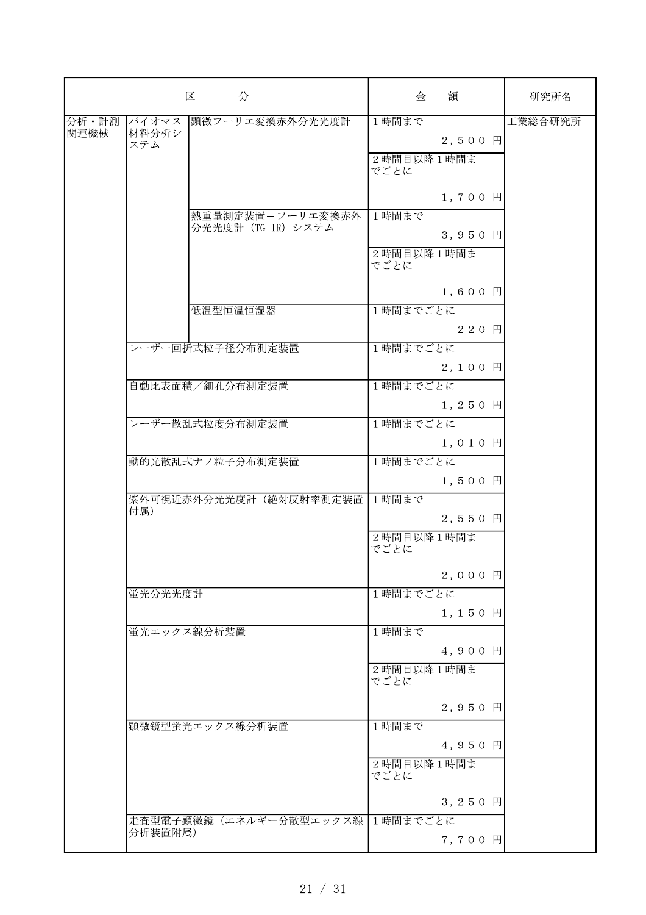| 区分 | | | 金額 | 研究所名 |
|---|---|---|---|---|
| 分析・計測関連機械 | バイオマス材料分析システム | 顕微フーリエ変換赤外分光光度計 | １時間まで ２，５００ 円 | 工業総合研究所 |
| | | | ２時間目以降１時間までごとに １，７００ 円 | |
| | | 熱重量測定装置－フーリエ変換赤外分光光度計（TG-IR）システム | １時間まで ３，９５０ 円 | |
| | | | ２時間目以降１時間までごとに １，６００ 円 | |
| | | 低温型恒温恒湿器 | １時間までごとに ２２０ 円 | |
| | レーザー回折式粒子径分布測定装置 | | １時間までごとに ２，１００ 円 | |
| | 自動比表面積／細孔分布測定装置 | | １時間までごとに １，２５０ 円 | |
| | レーザー散乱式粒度分布測定装置 | | １時間までごとに １，０１０ 円 | |
| | 動的光散乱式ナノ粒子分布測定装置 | | １時間までごとに １，５００ 円 | |
| | 紫外可視近赤外分光光度計（絶対反射率測定装置付属） | | １時間まで ２，５５０ 円 | |
| | | | ２時間目以降１時間までごとに ２，０００ 円 | |
| | 蛍光分光光度計 | | １時間までごとに １，１５０ 円 | |
| | 蛍光エックス線分析装置 | | １時間まで ４，９００ 円 | |
| | | | ２時間目以降１時間までごとに ２，９５０ 円 | |
| | 顕微鏡型蛍光エックス線分析装置 | | １時間まで ４，９５０ 円 | |
| | | | ２時間目以降１時間までごとに ３，２５０ 円 | |
| | 走査型電子顕微鏡（エネルギー分散型エックス線分析装置附属） | | １時間までごとに ７，７００ 円 | |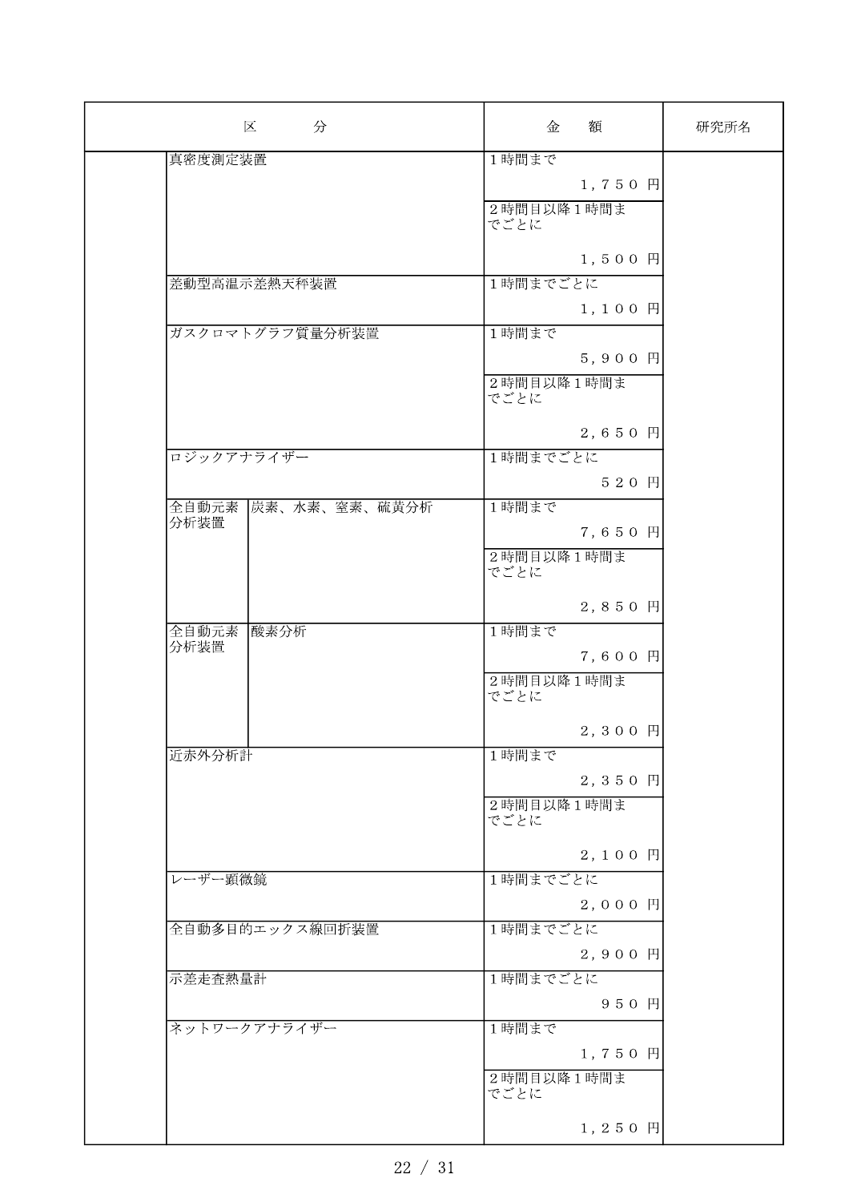| 区　分 | | | 金　額 | 研究所名 |
|---|---|---|---|---|
| | 真密度測定装置 | | 1時間まで　１，７５０ 円 | |
| | | | ２時間目以降１時間までごとに　１，５００ 円 | |
| | 差動型高温示差熱天秤装置 | | 1時間までごとに　１，１００ 円 | |
| | ガスクロマトグラフ質量分析装置 | | 1時間まで　５，９００ 円 | |
| | | | ２時間目以降１時間までごとに　２，６５０ 円 | |
| | ロジックアナライザー | | 1時間までごとに　５２０ 円 | |
| | 全自動元素分析装置 | 炭素、水素、窒素、硫黄分析 | 1時間まで　７，６５０ 円 | |
| | | | ２時間目以降１時間までごとに　２，８５０ 円 | |
| | 全自動元素分析装置 | 酸素分析 | 1時間まで　７，６００ 円 | |
| | | | ２時間目以降１時間までごとに　２，３００ 円 | |
| | 近赤外分析計 | | 1時間まで　２，３５０ 円 | |
| | | | ２時間目以降１時間までごとに　２，１００ 円 | |
| | レーザー顕微鏡 | | 1時間までごとに　２，０００ 円 | |
| | 全自動多目的エックス線回折装置 | | 1時間までごとに　２，９００ 円 | |
| | 示差走査熱量計 | | 1時間までごとに　９５０ 円 | |
| | ネットワークアナライザー | | 1時間まで　１，７５０ 円 | |
| | | | ２時間目以降１時間までごとに　１，２５０ 円 | |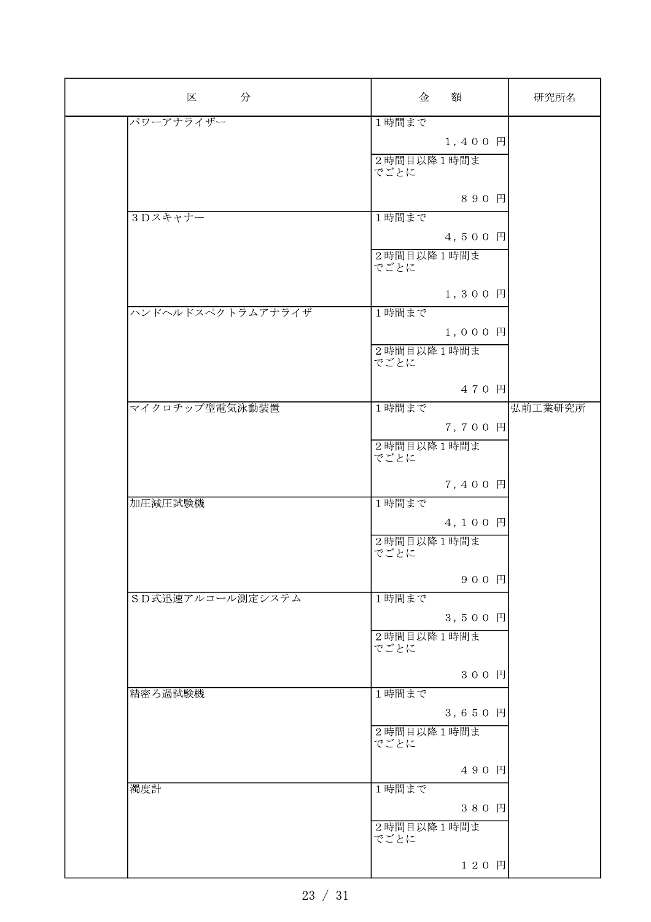| 区　分 | | 金　額 | 研究所名 |
|---|---|---|---|
| | パワーアナライザー | 1時間まで　１，４００円 | |
| | | ２時間目以降１時間までごとに　８９０円 | |
| | ３Ｄスキャナー | 1時間まで　４，５００円 | |
| | | ２時間目以降１時間までごとに　１，３００円 | |
| | ハンドヘルドスペクトラムアナライザ | 1時間まで　１，０００円 | |
| | | ２時間目以降１時間までごとに　４７０円 | |
| | マイクロチップ型電気泳動装置 | 1時間まで　７，７００円 | 弘前工業研究所 |
| | | ２時間目以降１時間までごとに　７，４００円 | |
| | 加圧減圧試験機 | 1時間まで　４，１００円 | |
| | | ２時間目以降１時間までごとに　９００円 | |
| | ＳＤ式迅速アルコール測定システム | 1時間まで　３，５００円 | |
| | | ２時間目以降１時間までごとに　３００円 | |
| | 精密ろ過試験機 | 1時間まで　３，６５０円 | |
| | | ２時間目以降１時間までごとに　４９０円 | |
| | 濁度計 | 1時間まで　３８０円 | |
| | | ２時間目以降１時間までごとに　１２０円 | |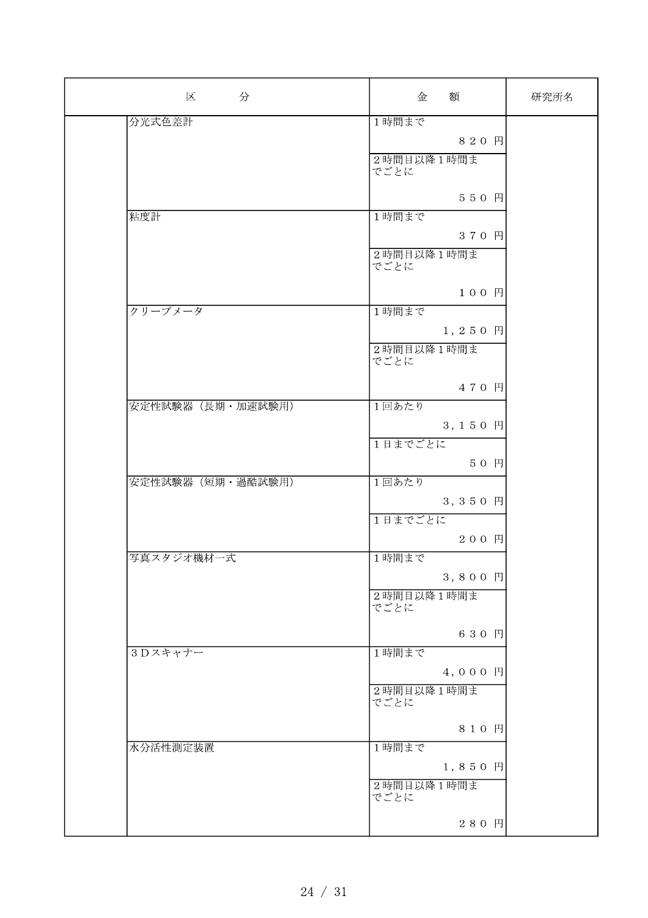| 区　　分 | | 金　額 | 研究所名 |
|---|---|---|---|
| | 分光式色差計 | １時間まで<br>８２０ 円 | |
| | | ２時間目以降１時間までごとに<br>５５０ 円 | |
| | 粘度計 | １時間まで<br>３７０ 円 | |
| | | ２時間目以降１時間までごとに<br>１００ 円 | |
| | クリープメータ | １時間まで<br>１，２５０ 円 | |
| | | ２時間目以降１時間までごとに<br>４７０ 円 | |
| | 安定性試験器（長期・加速試験用） | １回あたり<br>３，１５０ 円 | |
| | | １日までごとに<br>５０ 円 | |
| | 安定性試験器（短期・過酷試験用） | １回あたり<br>３，３５０ 円 | |
| | | １日までごとに<br>２００ 円 | |
| | 写真スタジオ機材一式 | １時間まで<br>３，８００ 円 | |
| | | ２時間目以降１時間までごとに<br>６３０ 円 | |
| | ３Ｄスキャナー | １時間まで<br>４，０００ 円 | |
| | | ２時間目以降１時間までごとに<br>８１０ 円 | |
| | 水分活性測定装置 | １時間まで<br>１，８５０ 円 | |
| | | ２時間目以降１時間までごとに<br>２８０ 円 | |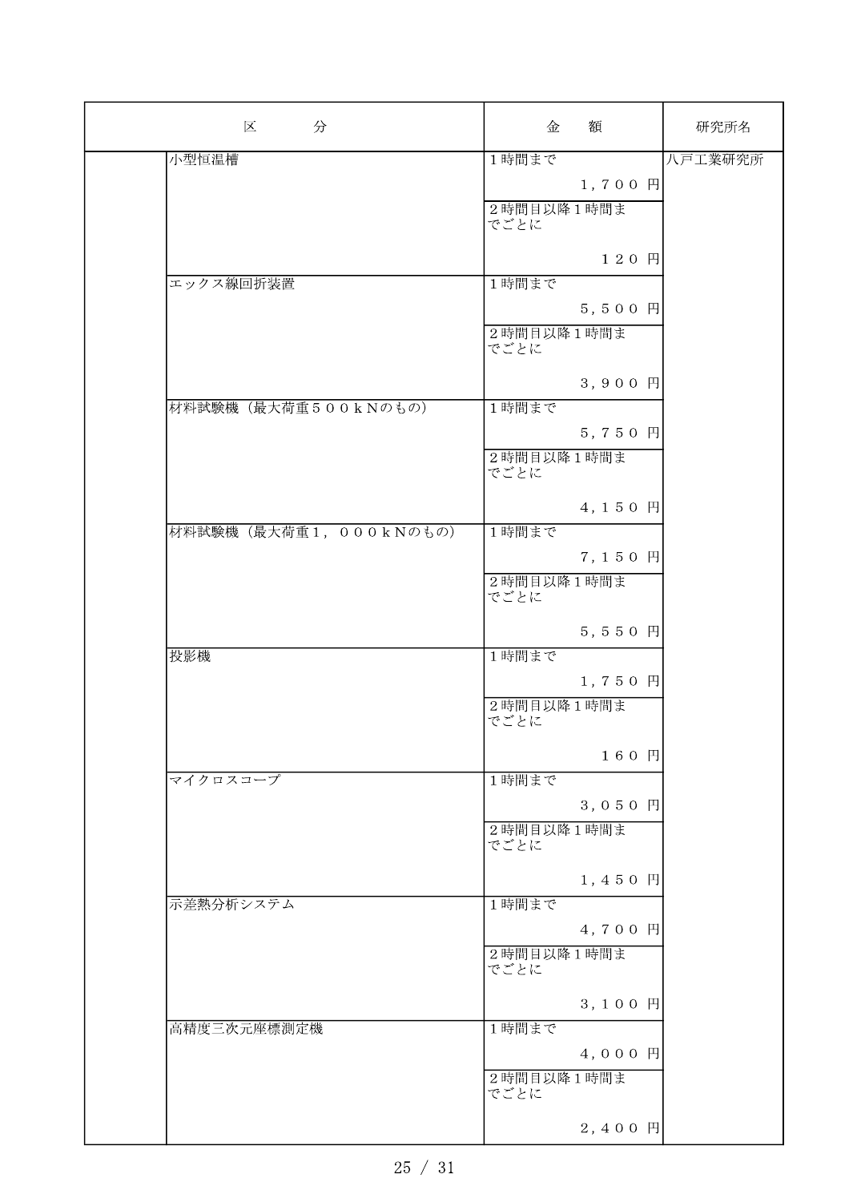| 区分 | | 金額 | 研究所名 |
|---|---|---|---|
| | 小型恒温槽 | １時間まで １，７００円 | 八戸工業研究所 |
| | | ２時間目以降１時間までごとに １２０円 | |
| | エックス線回折装置 | １時間まで ５，５００円 | |
| | | ２時間目以降１時間までごとに ３，９００円 | |
| | 材料試験機（最大荷重５００ｋＮのもの） | １時間まで ５，７５０円 | |
| | | ２時間目以降１時間までごとに ４，１５０円 | |
| | 材料試験機（最大荷重１，０００ｋＮのもの） | １時間まで ７，１５０円 | |
| | | ２時間目以降１時間までごとに ５，５５０円 | |
| | 投影機 | １時間まで １，７５０円 | |
| | | ２時間目以降１時間までごとに １６０円 | |
| | マイクロスコープ | １時間まで ３，０５０円 | |
| | | ２時間目以降１時間までごとに １，４５０円 | |
| | 示差熱分析システム | １時間まで ４，７００円 | |
| | | ２時間目以降１時間までごとに ３，１００円 | |
| | 高精度三次元座標測定機 | １時間まで ４，０００円 | |
| | | ２時間目以降１時間までごとに ２，４００円 | |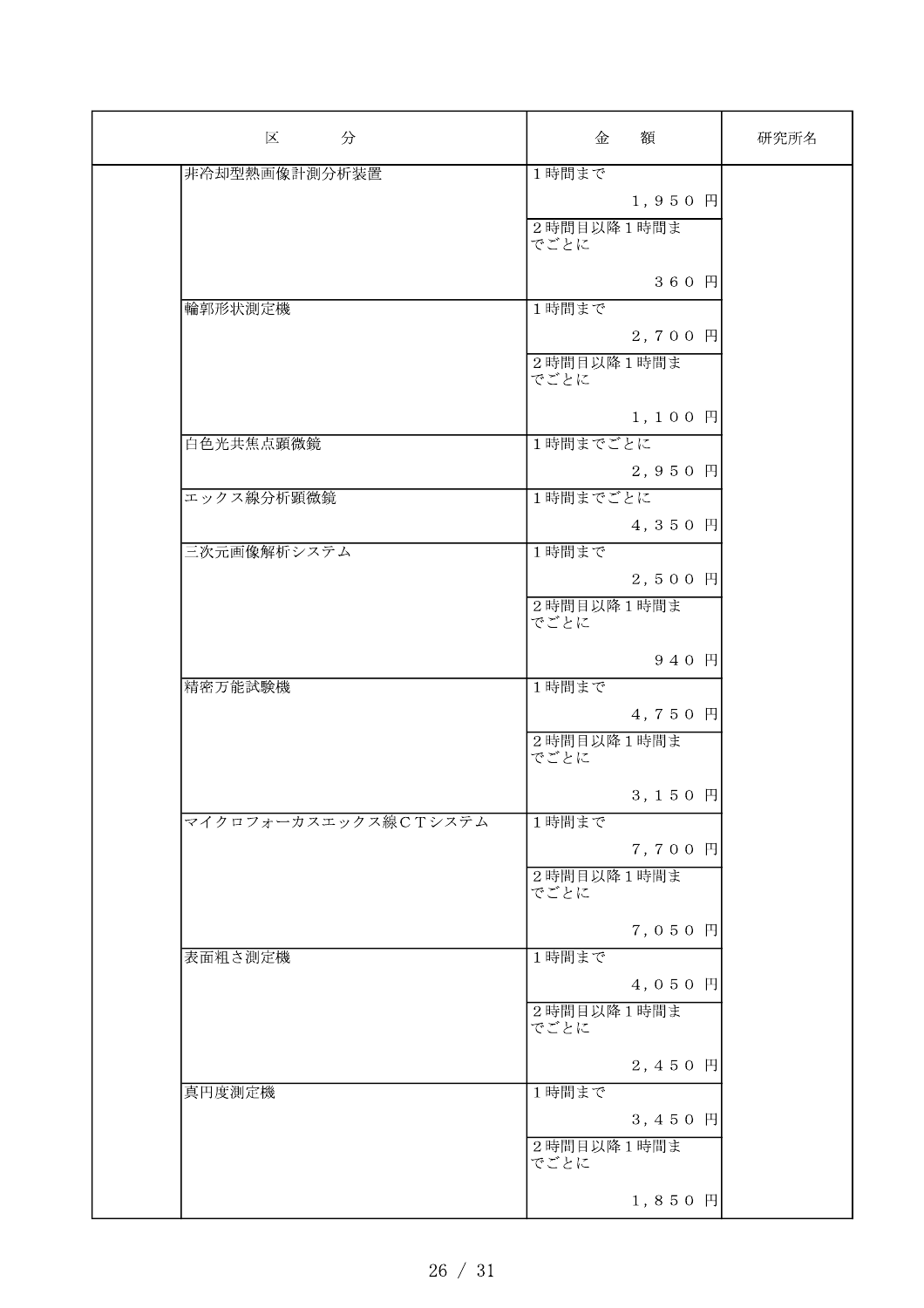| 区　　　分 | | 金　　額 | 研究所名 |
|---|---|---|---|
| | 非冷却型熱画像計測分析装置 | 1時間まで<br>１，９５０ 円 | |
| | | ２時間目以降１時間までごとに<br>３６０ 円 | |
| | 輪郭形状測定機 | 1時間まで<br>２，７００ 円 | |
| | | ２時間目以降１時間までごとに<br>１，１００ 円 | |
| | 白色光共焦点顕微鏡 | 1時間までごとに<br>２，９５０ 円 | |
| | エックス線分析顕微鏡 | 1時間までごとに<br>４，３５０ 円 | |
| | 三次元画像解析システム | 1時間まで<br>２，５００ 円 | |
| | | ２時間目以降１時間までごとに<br>９４０ 円 | |
| | 精密万能試験機 | 1時間まで<br>４，７５０ 円 | |
| | | ２時間目以降１時間までごとに<br>３，１５０ 円 | |
| | マイクロフォーカスエックス線ＣＴシステム | 1時間まで<br>７，７００ 円 | |
| | | ２時間目以降１時間までごとに<br>７，０５０ 円 | |
| | 表面粗さ測定機 | 1時間まで<br>４，０５０ 円 | |
| | | ２時間目以降１時間までごとに<br>２，４５０ 円 | |
| | 真円度測定機 | 1時間まで<br>３，４５０ 円 | |
| | | ２時間目以降１時間までごとに<br>１，８５０ 円 | |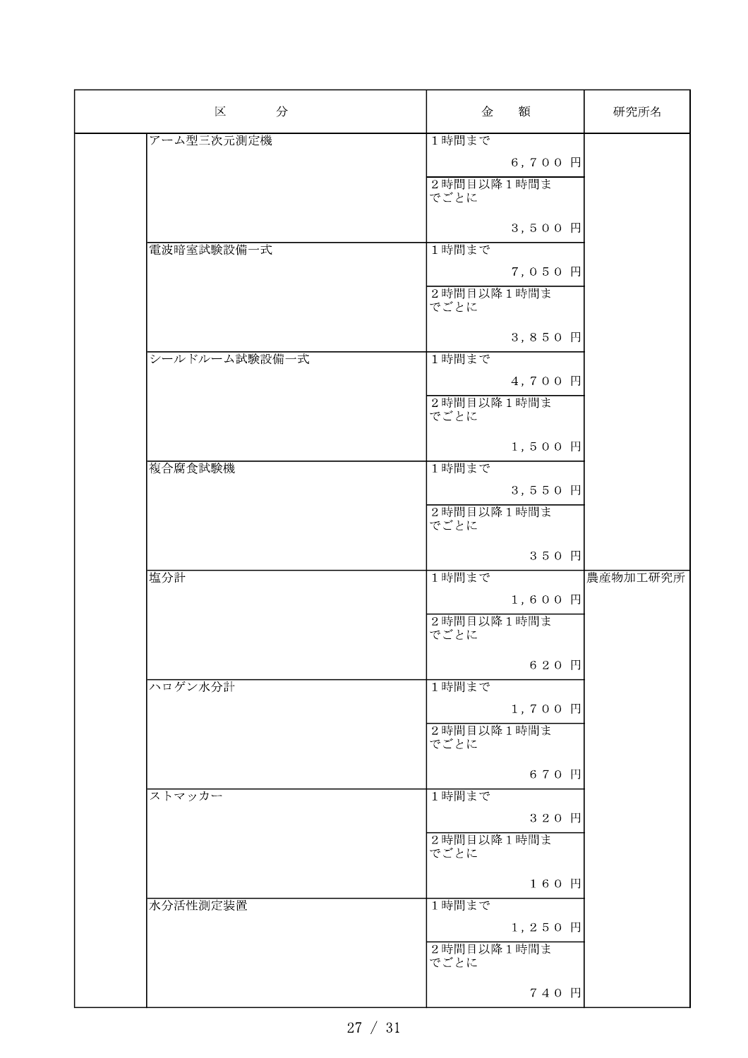| 区　分 | | 金　額 | 研究所名 |
| --- | --- | --- | --- |
| | アーム型三次元測定機 | 1時間まで　６,７００ 円 | |
| | | ２時間目以降１時間までごとに　３,５００ 円 | |
| | 電波暗室試験設備一式 | 1時間まで　７,０５０ 円 | |
| | | ２時間目以降１時間までごとに　３,８５０ 円 | |
| | シールドルーム試験設備一式 | 1時間まで　４,７００ 円 | |
| | | ２時間目以降１時間までごとに　１,５００ 円 | |
| | 複合腐食試験機 | 1時間まで　３,５５０ 円 | |
| | | ２時間目以降１時間までごとに　３５０ 円 | |
| | 塩分計 | 1時間まで　１,６００ 円 | 農産物加工研究所 |
| | | ２時間目以降１時間までごとに　６２０ 円 | |
| | ハロゲン水分計 | 1時間まで　１,７００ 円 | |
| | | ２時間目以降１時間までごとに　６７０ 円 | |
| | ストマッカー | 1時間まで　３２０ 円 | |
| | | ２時間目以降１時間までごとに　１６０ 円 | |
| | 水分活性測定装置 | 1時間まで　１,２５０ 円 | |
| | | ２時間目以降１時間までごとに　７４０ 円 | |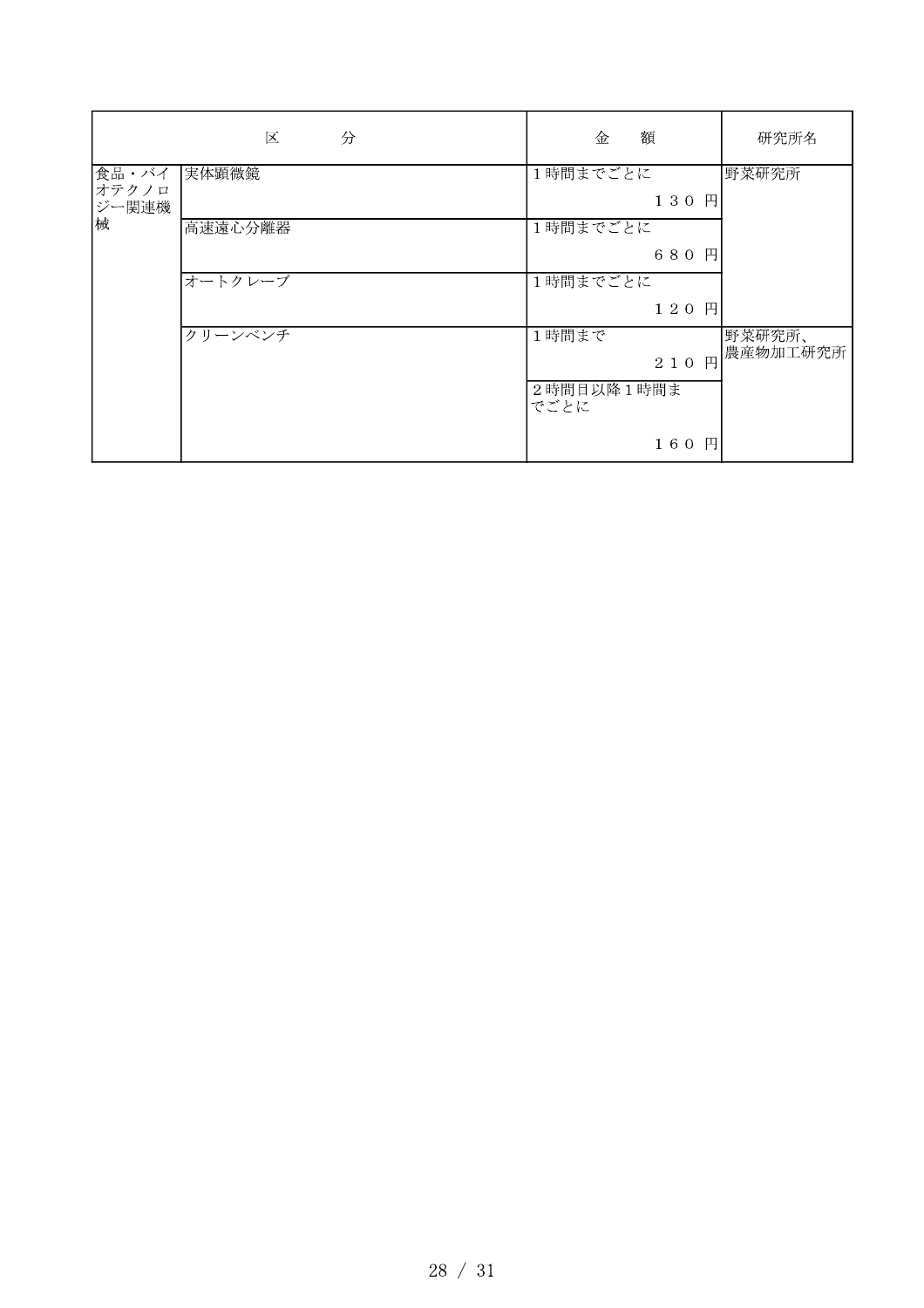| 区分 | | 金額 | 研究所名 |
|---|---|---|---|
| 食品・バイオテクノロジー関連機械 | 実体顕微鏡 | 1時間までごとに<br>１３０ 円 | 野菜研究所 |
| | 高速遠心分離器 | 1時間までごとに<br>６８０ 円 | |
| | オートクレーブ | 1時間までごとに<br>１２０ 円 | |
| | クリーンベンチ | 1時間まで<br>２１０ 円 | 野菜研究所、農産物加工研究所 |
| | | 2時間目以降1時間までごとに<br>１６０ 円 | |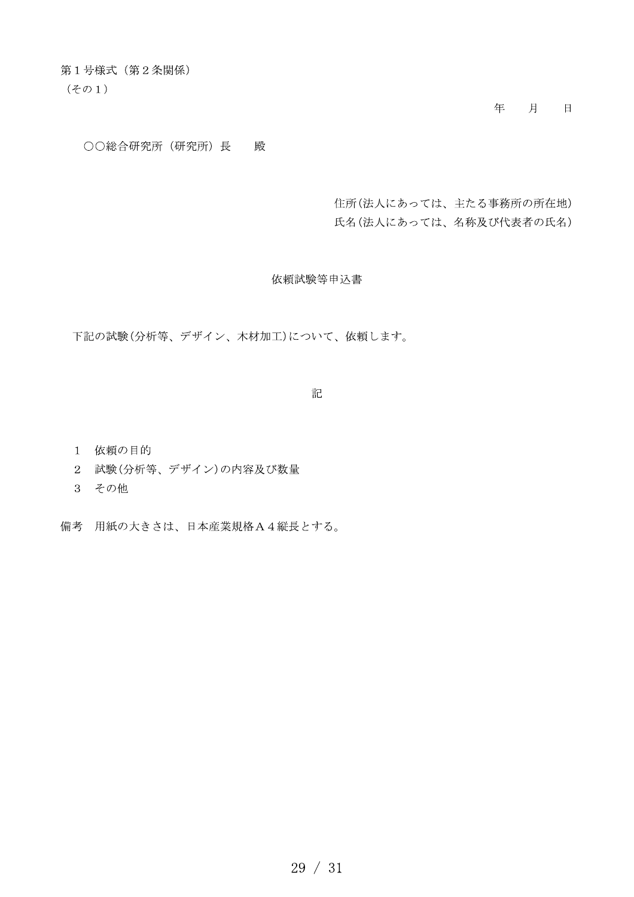第１号様式（第２条関係）
（その１）

年　　月　　日

〇〇総合研究所（研究所）長　　殿

住所(法人にあっては、主たる事務所の所在地)
氏名(法人にあっては、名称及び代表者の氏名)

依頼試験等申込書

下記の試験(分析等、デザイン、木材加工)について、依頼します。

記

1　依頼の目的
2　試験(分析等、デザイン)の内容及び数量
3　その他

備考　用紙の大きさは、日本産業規格Ａ４縦長とする。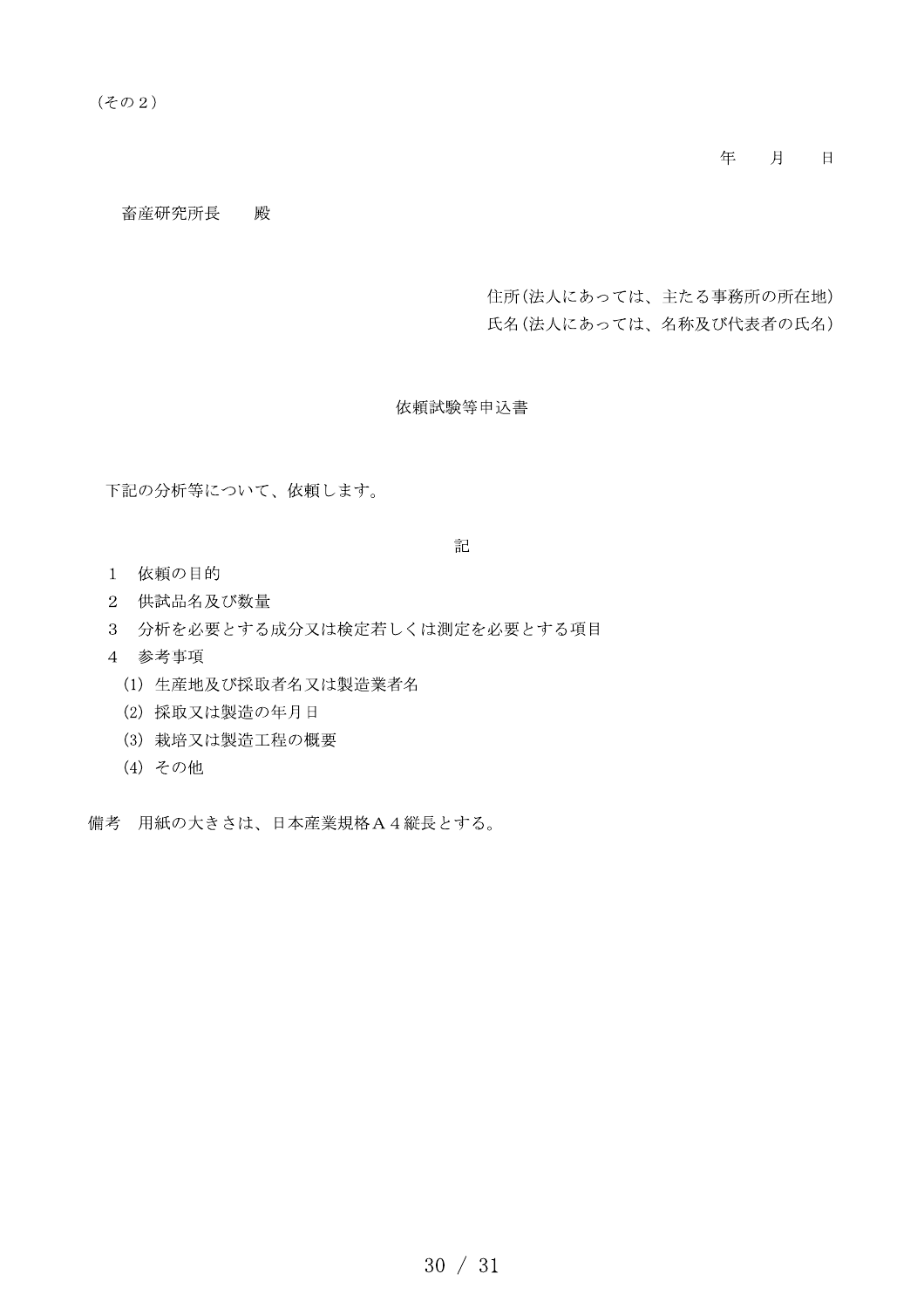（その２）

年　　月　　日

畜産研究所長　　殿

住所(法人にあっては、主たる事務所の所在地)
氏名(法人にあっては、名称及び代表者の氏名)

依頼試験等申込書

下記の分析等について、依頼します。

記

1　依頼の目的
2　供試品名及び数量
3　分析を必要とする成分又は検定若しくは測定を必要とする項目
4　参考事項
　(1) 生産地及び採取者名又は製造業者名
　(2) 採取又は製造の年月日
　(3) 栽培又は製造工程の概要
　(4) その他

備考　用紙の大きさは、日本産業規格Ａ４縦長とする。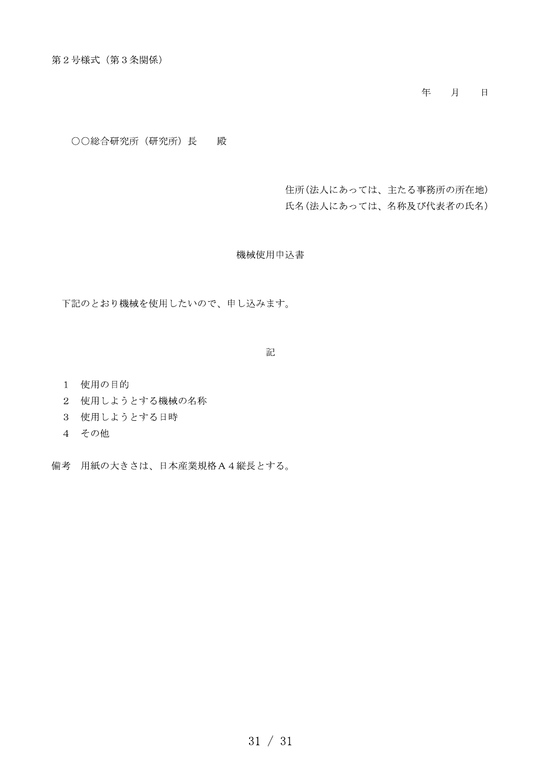第２号様式（第３条関係）

年　　月　　日

〇〇総合研究所（研究所）長　　殿

住所（法人にあっては、主たる事務所の所在地）
氏名（法人にあっては、名称及び代表者の氏名）

機械使用申込書

下記のとおり機械を使用したいので、申し込みます。

記

１　使用の目的
２　使用しようとする機械の名称
３　使用しようとする日時
４　その他

備考　用紙の大きさは、日本産業規格Ａ４縦長とする。